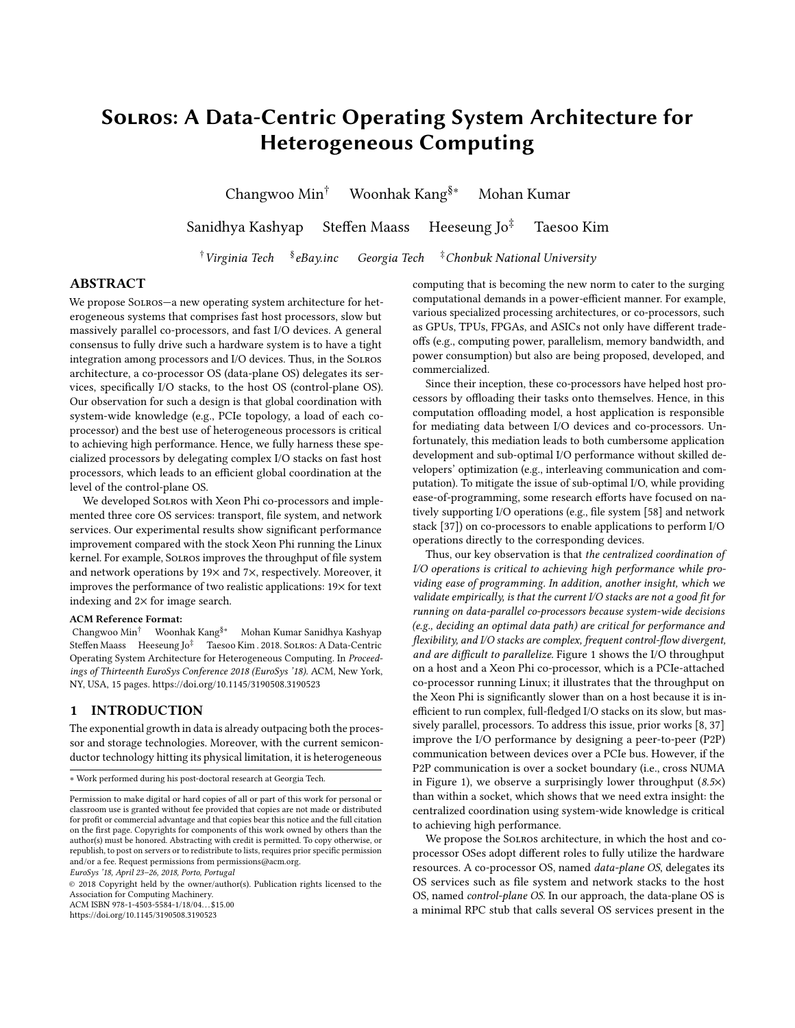# Solros: A Data-Centric Operating System Architecture for Heterogeneous Computing

Changwoo Min[†] Woonhak Kang[§*] Mohan Kumar

Sanidhya Kashyap Steffen Maass Heeseung Jo[‡] Taesoo Kim

[†]*Virginia Tech* [§]*eBay.inc* *Georgia Tech* [‡]*Chonbuk National University*

## ABSTRACT

We propose Solros—a new operating system architecture for heterogeneous systems that comprises fast host processors, slow but massively parallel co-processors, and fast I/O devices. A general consensus to fully drive such a hardware system is to have a tight integration among processors and I/O devices. Thus, in the Solros architecture, a co-processor OS (data-plane OS) delegates its services, specifically I/O stacks, to the host OS (control-plane OS). Our observation for such a design is that global coordination with system-wide knowledge (e.g., PCIe topology, a load of each co-processor) and the best use of heterogeneous processors is critical to achieving high performance. Hence, we fully harness these specialized processors by delegating complex I/O stacks on fast host processors, which leads to an efficient global coordination at the level of the control-plane OS.

We developed Solros with Xeon Phi co-processors and implemented three core OS services: transport, file system, and network services. Our experimental results show significant performance improvement compared with the stock Xeon Phi running the Linux kernel. For example, Solros improves the throughput of file system and network operations by 19× and 7×, respectively. Moreover, it improves the performance of two realistic applications: 19× for text indexing and 2× for image search.

**ACM Reference Format:**

Changwoo Min[†] Woonhak Kang[§*] Mohan Kumar Sanidhya Kashyap Steffen Maass Heeseung Jo[‡] Taesoo Kim . 2018. Solros: A Data-Centric Operating System Architecture for Heterogeneous Computing. In *Proceedings of Thirteenth EuroSys Conference 2018 (EuroSys '18).* ACM, New York, NY, USA, 15 pages. https://doi.org/10.1145/3190508.3190523

## 1 INTRODUCTION

The exponential growth in data is already outpacing both the processor and storage technologies. Moreover, with the current semiconductor technology hitting its physical limitation, it is heterogeneous computing that is becoming the new norm to cater to the surging computational demands in a power-efficient manner. For example, various specialized processing architectures, or co-processors, such as GPUs, TPUs, FPGAs, and ASICs not only have different tradeoffs (e.g., computing power, parallelism, memory bandwidth, and power consumption) but also are being proposed, developed, and commercialized.

Since their inception, these co-processors have helped host processors by offloading their tasks onto themselves. Hence, in this computation offloading model, a host application is responsible for mediating data between I/O devices and co-processors. Unfortunately, this mediation leads to both cumbersome application development and sub-optimal I/O performance without skilled developers' optimization (e.g., interleaving communication and computation). To mitigate the issue of sub-optimal I/O, while providing ease-of-programming, some research efforts have focused on natively supporting I/O operations (e.g., file system [58] and network stack [37]) on co-processors to enable applications to perform I/O operations directly to the corresponding devices.

Thus, our key observation is that *the centralized coordination of I/O operations is critical to achieving high performance while providing ease of programming. In addition, another insight, which we validate empirically, is that the current I/O stacks are not a good fit for running on data-parallel co-processors because system-wide decisions (e.g., deciding an optimal data path) are critical for performance and flexibility, and I/O stacks are complex, frequent control-flow divergent, and are difficult to parallelize.* Figure 1 shows the I/O throughput on a host and a Xeon Phi co-processor, which is a PCIe-attached co-processor running Linux; it illustrates that the throughput on the Xeon Phi is significantly slower than on a host because it is inefficient to run complex, full-fledged I/O stacks on its slow, but massively parallel, processors. To address this issue, prior works [8, 37] improve the I/O performance by designing a peer-to-peer (P2P) communication between devices over a PCIe bus. However, if the P2P communication is over a socket boundary (i.e., cross NUMA in Figure 1), we observe a surprisingly lower throughput (*8.5×*) than within a socket, which shows that we need extra insight: the centralized coordination using system-wide knowledge is critical to achieving high performance.

We propose the Solros architecture, in which the host and co-processor OSes adopt different roles to fully utilize the hardware resources. A co-processor OS, named *data-plane OS*, delegates its OS services such as file system and network stacks to the host OS, named *control-plane OS*. In our approach, the data-plane OS is a minimal RPC stub that calls several OS services present in the

---

* Work performed during his post-doctoral research at Georgia Tech.

Permission to make digital or hard copies of all or part of this work for personal or classroom use is granted without fee provided that copies are not made or distributed for profit or commercial advantage and that copies bear this notice and the full citation on the first page. Copyrights for components of this work owned by others than the author(s) must be honored. Abstracting with credit is permitted. To copy otherwise, or republish, to post on servers or to redistribute to lists, requires prior specific permission and/or a fee. Request permissions from permissions@acm.org.

*EuroSys '18, April 23–26, 2018, Porto, Portugal*

© 2018 Copyright held by the owner/author(s). Publication rights licensed to the Association for Computing Machinery.

ACM ISBN 978-1-4503-5584-1/18/04…$15.00

https://doi.org/10.1145/3190508.3190523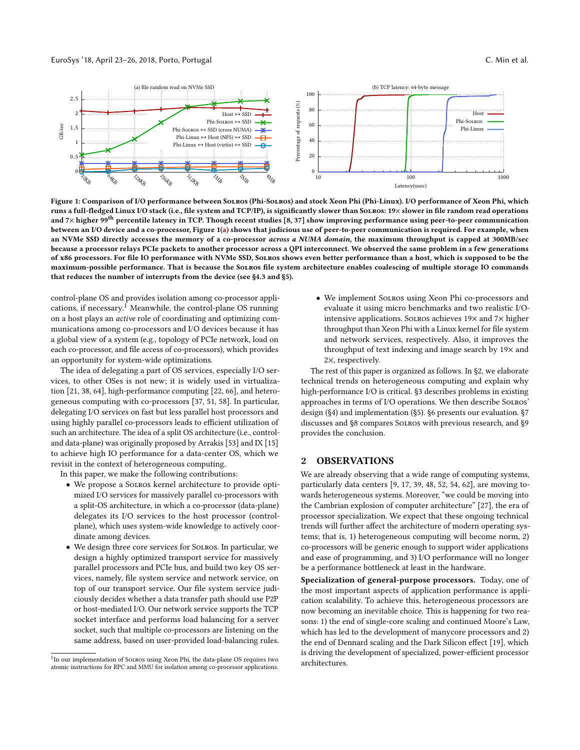**Figure 1: Comparison of I/O performance between SOLROS (Phi-SOLROS) and stock Xeon Phi (Phi-Linux). I/O performance of Xeon Phi, which runs a full-fledged Linux I/O stack (i.e., file system and TCP/IP), is significantly slower than SOLROS: 19× slower in file random read operations and 7× higher 99th percentile latency in TCP. Though recent studies [8, 37] show improving performance using peer-to-peer communication between an I/O device and a co-processor, Figure 1(a) shows that judicious use of peer-to-peer communication is required. For example, when an NVMe SSD directly accesses the memory of a co-processor *across a NUMA domain,* the maximum throughput is capped at 300MB/sec because a processor relays PCIe packets to another processor across a QPI interconnect. We observed the same problem in a few generations of x86 processors. For file IO performance with NVMe SSD, SOLROS shows even better performance than a host, which is supposed to be the maximum-possible performance. That is because the SOLROS file system architecture enables coalescing of multiple storage IO commands that reduces the number of interrupts from the device (see §4.3 and §5).**

control-plane OS and provides isolation among co-processor applications, if necessary.[1] Meanwhile, the control-plane OS running on a host plays an *active* role of coordinating and optimizing communications among co-processors and I/O devices because it has a global view of a system (e.g., topology of PCIe network, load on each co-processor, and file access of co-processors), which provides an opportunity for system-wide optimizations.

The idea of delegating a part of OS services, especially I/O services, to other OSes is not new; it is widely used in virtualization [21, 38, 64], high-performance computing [22, 66], and heterogeneous computing with co-processors [37, 51, 58]. In particular, delegating I/O services on fast but less parallel host processors and using highly parallel co-processors leads to efficient utilization of such an architecture. The idea of a split OS architecture (i.e., control- and data-plane) was originally proposed by Arrakis [53] and IX [15] to achieve high IO performance for a data-center OS, which we revisit in the context of heterogeneous computing.

In this paper, we make the following contributions:

- We propose a SOLROS kernel architecture to provide optimized I/O services for massively parallel co-processors with a split-OS architecture, in which a co-processor (data-plane) delegates its I/O services to the host processor (control-plane), which uses system-wide knowledge to actively coordinate among devices.
- We design three core services for SOLROS. In particular, we design a highly optimized transport service for massively parallel processors and PCIe bus, and build two key OS services, namely, file system service and network service, on top of our transport service. Our file system service judiciously decides whether a data transfer path should use P2P or host-mediated I/O. Our network service supports the TCP socket interface and performs load balancing for a server socket, such that multiple co-processors are listening on the same address, based on user-provided load-balancing rules.
- We implement SOLROS using Xeon Phi co-processors and evaluate it using micro benchmarks and two realistic I/O-intensive applications. SOLROS achieves 19× and 7× higher throughput than Xeon Phi with a Linux kernel for file system and network services, respectively. Also, it improves the throughput of text indexing and image search by 19× and 2×, respectively.

The rest of this paper is organized as follows. In §2, we elaborate technical trends on heterogeneous computing and explain why high-performance I/O is critical. §3 describes problems in existing approaches in terms of I/O operations. We then describe SOLROS' design (§4) and implementation (§5). §6 presents our evaluation. §7 discusses and §8 compares SOLROS with previous research, and §9 provides the conclusion.

## 2 OBSERVATIONS

We are already observing that a wide range of computing systems, particularly data centers [9, 17, 39, 48, 52, 54, 62], are moving towards heterogeneous systems. Moreover, "we could be moving into the Cambrian explosion of computer architecture" [27], the era of processor specialization. We expect that these ongoing technical trends will further affect the architecture of modern operating systems; that is, 1) heterogeneous computing will become norm, 2) co-processors will be generic enough to support wider applications and ease of programming, and 3) I/O performance will no longer be a performance bottleneck at least in the hardware.

**Specialization of general-purpose processors.** Today, one of the most important aspects of application performance is application scalability. To achieve this, heterogeneous processors are now becoming an inevitable choice. This is happening for two reasons: 1) the end of single-core scaling and continued Moore's Law, which has led to the development of manycore processors and 2) the end of Dennard scaling and the Dark Silicon effect [19], which is driving the development of specialized, power-efficient processor architectures.

[1] In our implementation of SOLROS using Xeon Phi, the data-plane OS requires two atomic instructions for RPC and MMU for isolation among co-processor applications.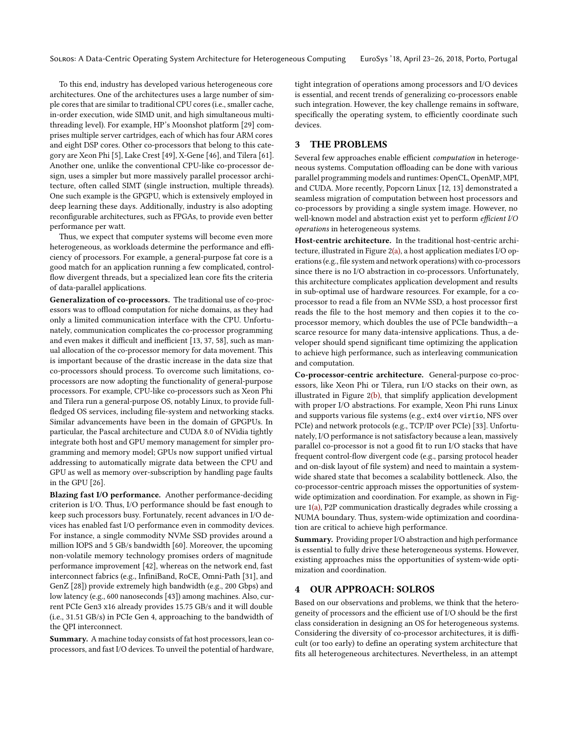To this end, industry has developed various heterogeneous core architectures. One of the architectures uses a large number of simple cores that are similar to traditional CPU cores (i.e., smaller cache, in-order execution, wide SIMD unit, and high simultaneous multithreading level). For example, HP's Moonshot platform [29] comprises multiple server cartridges, each of which has four ARM cores and eight DSP cores. Other co-processors that belong to this category are Xeon Phi [5], Lake Crest [49], X-Gene [46], and Tilera [61]. Another one, unlike the conventional CPU-like co-processor design, uses a simpler but more massively parallel processor architecture, often called SIMT (single instruction, multiple threads). One such example is the GPGPU, which is extensively employed in deep learning these days. Additionally, industry is also adopting reconfigurable architectures, such as FPGAs, to provide even better performance per watt.

Thus, we expect that computer systems will become even more heterogeneous, as workloads determine the performance and efficiency of processors. For example, a general-purpose fat core is a good match for an application running a few complicated, control-flow divergent threads, but a specialized lean core fits the criteria of data-parallel applications.

**Generalization of co-processors.** The traditional use of co-processors was to offload computation for niche domains, as they had only a limited communication interface with the CPU. Unfortunately, communication complicates the co-processor programming and even makes it difficult and inefficient [13, 37, 58], such as manual allocation of the co-processor memory for data movement. This is important because of the drastic increase in the data size that co-processors should process. To overcome such limitations, co-processors are now adopting the functionality of general-purpose processors. For example, CPU-like co-processors such as Xeon Phi and Tilera run a general-purpose OS, notably Linux, to provide full-fledged OS services, including file-system and networking stacks. Similar advancements have been in the domain of GPGPUs. In particular, the Pascal architecture and CUDA 8.0 of NVidia tightly integrate both host and GPU memory management for simpler programming and memory model; GPUs now support unified virtual addressing to automatically migrate data between the CPU and GPU as well as memory over-subscription by handling page faults in the GPU [26].

**Blazing fast I/O performance.** Another performance-deciding criterion is I/O. Thus, I/O performance should be fast enough to keep such processors busy. Fortunately, recent advances in I/O devices has enabled fast I/O performance even in commodity devices. For instance, a single commodity NVMe SSD provides around a million IOPS and 5 GB/s bandwidth [60]. Moreover, the upcoming non-volatile memory technology promises orders of magnitude performance improvement [42], whereas on the network end, fast interconnect fabrics (e.g., InfiniBand, RoCE, Omni-Path [31], and GenZ [28]) provide extremely high bandwidth (e.g., 200 Gbps) and low latency (e.g., 600 nanoseconds [43]) among machines. Also, current PCIe Gen3 x16 already provides 15.75 GB/s and it will double (i.e., 31.51 GB/s) in PCIe Gen 4, approaching to the bandwidth of the QPI interconnect.

**Summary.** A machine today consists of fat host processors, lean co-processors, and fast I/O devices. To unveil the potential of hardware, tight integration of operations among processors and I/O devices is essential, and recent trends of generalizing co-processors enable such integration. However, the key challenge remains in software, specifically the operating system, to efficiently coordinate such devices.

## 3 THE PROBLEMS

Several few approaches enable efficient *computation* in heterogeneous systems. Computation offloading can be done with various parallel programming models and runtimes: OpenCL, OpenMP, MPI, and CUDA. More recently, Popcorn Linux [12, 13] demonstrated a seamless migration of computation between host processors and co-processors by providing a single system image. However, no well-known model and abstraction exist yet to perform *efficient I/O operations* in heterogeneous systems.

**Host-centric architecture.** In the traditional host-centric architecture, illustrated in Figure 2(a), a host application mediates I/O operations (e.g., file system and network operations) with co-processors since there is no I/O abstraction in co-processors. Unfortunately, this architecture complicates application development and results in sub-optimal use of hardware resources. For example, for a co-processor to read a file from an NVMe SSD, a host processor first reads the file to the host memory and then copies it to the co-processor memory, which doubles the use of PCIe bandwidth—a scarce resource for many data-intensive applications. Thus, a developer should spend significant time optimizing the application to achieve high performance, such as interleaving communication and computation.

**Co-processor-centric architecture.** General-purpose co-processors, like Xeon Phi or Tilera, run I/O stacks on their own, as illustrated in Figure 2(b), that simplify application development with proper I/O abstractions. For example, Xeon Phi runs Linux and supports various file systems (e.g., ext4 over `virtio`, NFS over PCIe) and network protocols (e.g., TCP/IP over PCIe) [33]. Unfortunately, I/O performance is not satisfactory because a lean, massively parallel co-processor is not a good fit to run I/O stacks that have frequent control-flow divergent code (e.g., parsing protocol header and on-disk layout of file system) and need to maintain a system-wide shared state that becomes a scalability bottleneck. Also, the co-processor-centric approach misses the opportunities of system-wide optimization and coordination. For example, as shown in Figure 1(a), P2P communication drastically degrades while crossing a NUMA boundary. Thus, system-wide optimization and coordination are critical to achieve high performance.

**Summary.** Providing proper I/O abstraction and high performance is essential to fully drive these heterogeneous systems. However, existing approaches miss the opportunities of system-wide optimization and coordination.

## 4 OUR APPROACH: SOLROS

Based on our observations and problems, we think that the heterogeneity of processors and the efficient use of I/O should be the first class consideration in designing an OS for heterogeneous systems. Considering the diversity of co-processor architectures, it is difficult (or too early) to define an operating system architecture that fits all heterogeneous architectures. Nevertheless, in an attempt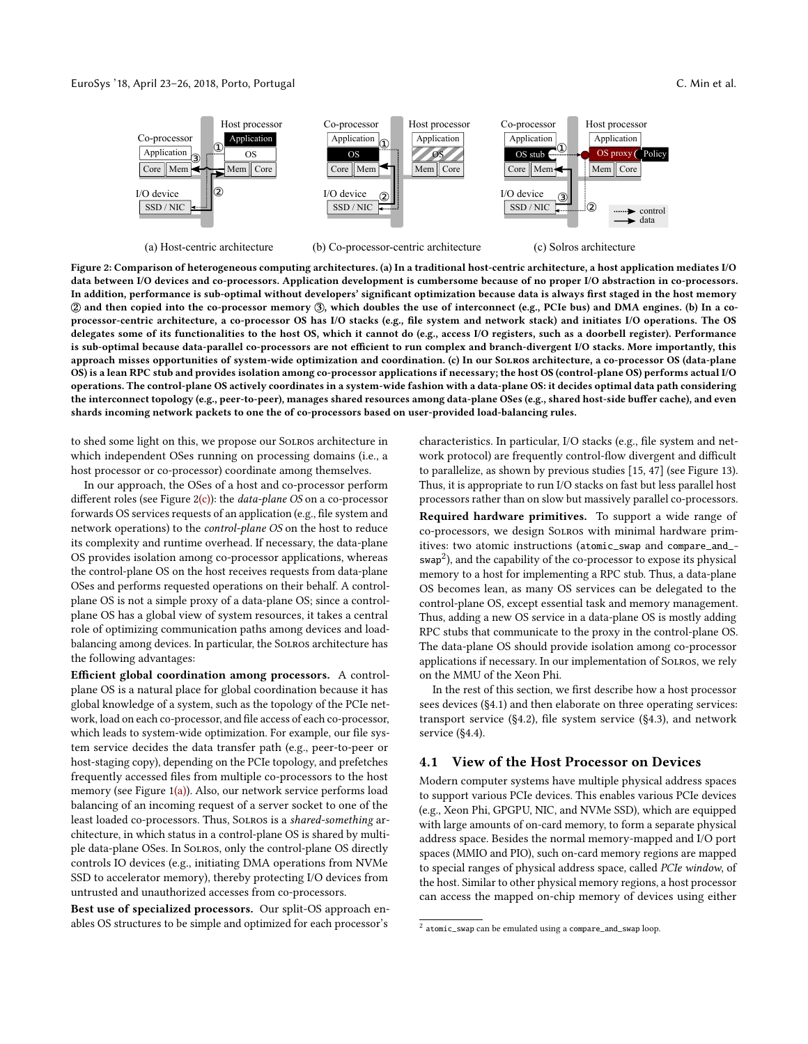Figure 2: Comparison of heterogeneous computing architectures. (a) In a traditional host-centric architecture, a host application mediates I/O data between I/O devices and co-processors. Application development is cumbersome because of no proper I/O abstraction in co-processors. In addition, performance is sub-optimal without developers' significant optimization because data is always first staged in the host memory ② and then copied into the co-processor memory ③, which doubles the use of interconnect (e.g., PCIe bus) and DMA engines. (b) In a co-processor-centric architecture, a co-processor OS has I/O stacks (e.g., file system and network stack) and initiates I/O operations. The OS delegates some of its functionalities to the host OS, which it cannot do (e.g., access I/O registers, such as a doorbell register). Performance is sub-optimal because data-parallel co-processors are not efficient to run complex and branch-divergent I/O stacks. More importantly, this approach misses opportunities of system-wide optimization and coordination. (c) In our Solros architecture, a co-processor OS (data-plane OS) is a lean RPC stub and provides isolation among co-processor applications if necessary; the host OS (control-plane OS) performs actual I/O operations. The control-plane OS actively coordinates in a system-wide fashion with a data-plane OS: it decides optimal data path considering the interconnect topology (e.g., peer-to-peer), manages shared resources among data-plane OSes (e.g., shared host-side buffer cache), and even shards incoming network packets to one the of co-processors based on user-provided load-balancing rules.

to shed some light on this, we propose our Solros architecture in which independent OSes running on processing domains (i.e., a host processor or co-processor) coordinate among themselves.

In our approach, the OSes of a host and co-processor perform different roles (see Figure 2(c)): the *data-plane OS* on a co-processor forwards OS services requests of an application (e.g., file system and network operations) to the *control-plane OS* on the host to reduce its complexity and runtime overhead. If necessary, the data-plane OS provides isolation among co-processor applications, whereas the control-plane OS on the host receives requests from data-plane OSes and performs requested operations on their behalf. A control-plane OS is not a simple proxy of a data-plane OS; since a control-plane OS has a global view of system resources, it takes a central role of optimizing communication paths among devices and load-balancing among devices. In particular, the Solros architecture has the following advantages:

**Efficient global coordination among processors.** A control-plane OS is a natural place for global coordination because it has global knowledge of a system, such as the topology of the PCIe network, load on each co-processor, and file access of each co-processor, which leads to system-wide optimization. For example, our file system service decides the data transfer path (e.g., peer-to-peer or host-staging copy), depending on the PCIe topology, and prefetches frequently accessed files from multiple co-processors to the host memory (see Figure 1(a)). Also, our network service performs load balancing of an incoming request of a server socket to one of the least loaded co-processors. Thus, Solros is a *shared-something* architecture, in which status in a control-plane OS is shared by multiple data-plane OSes. In Solros, only the control-plane OS directly controls IO devices (e.g., initiating DMA operations from NVMe SSD to accelerator memory), thereby protecting I/O devices from untrusted and unauthorized accesses from co-processors.

**Best use of specialized processors.** Our split-OS approach enables OS structures to be simple and optimized for each processor's characteristics. In particular, I/O stacks (e.g., file system and network protocol) are frequently control-flow divergent and difficult to parallelize, as shown by previous studies [15, 47] (see Figure 13). Thus, it is appropriate to run I/O stacks on fast but less parallel host processors rather than on slow but massively parallel co-processors.

**Required hardware primitives.** To support a wide range of co-processors, we design Solros with minimal hardware primitives: two atomic instructions (`atomic_swap` and `compare_and_swap`[2]), and the capability of the co-processor to expose its physical memory to a host for implementing a RPC stub. Thus, a data-plane OS becomes lean, as many OS services can be delegated to the control-plane OS, except essential task and memory management. Thus, adding a new OS service in a data-plane OS is mostly adding RPC stubs that communicate to the proxy in the control-plane OS. The data-plane OS should provide isolation among co-processor applications if necessary. In our implementation of Solros, we rely on the MMU of the Xeon Phi.

In the rest of this section, we first describe how a host processor sees devices (§4.1) and then elaborate on three operating services: transport service (§4.2), file system service (§4.3), and network service (§4.4).

## 4.1 View of the Host Processor on Devices

Modern computer systems have multiple physical address spaces to support various PCIe devices. This enables various PCIe devices (e.g., Xeon Phi, GPGPU, NIC, and NVMe SSD), which are equipped with large amounts of on-card memory, to form a separate physical address space. Besides the normal memory-mapped and I/O port spaces (MMIO and PIO), such on-card memory regions are mapped to special ranges of physical address space, called *PCIe window*, of the host. Similar to other physical memory regions, a host processor can access the mapped on-chip memory of devices using either

[2] `atomic_swap` can be emulated using a `compare_and_swap` loop.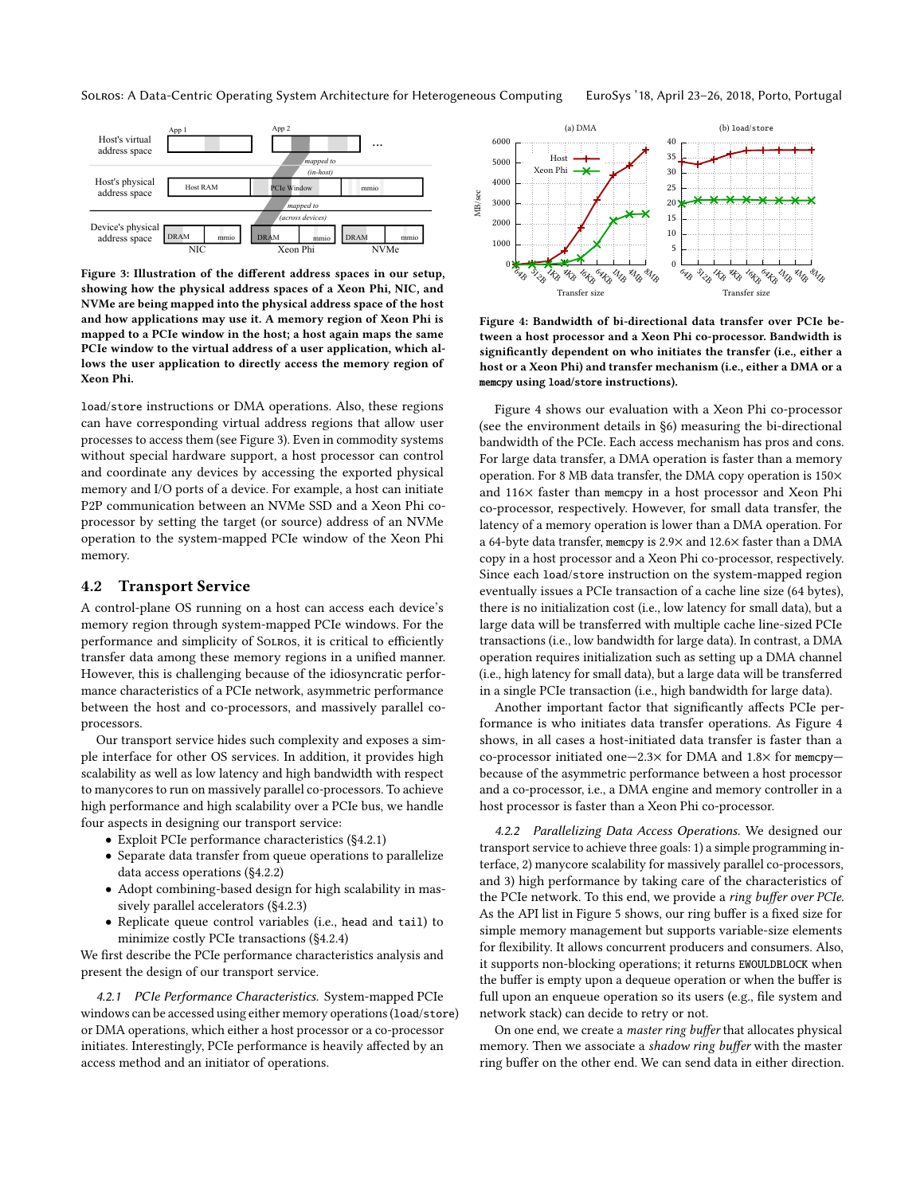**Figure 3: Illustration of the different address spaces in our setup, showing how the physical address spaces of a Xeon Phi, NIC, and NVMe are being mapped into the physical address space of the host and how applications may use it. A memory region of Xeon Phi is mapped to a PCIe window in the host; a host again maps the same PCIe window to the virtual address of a user application, which allows the user application to directly access the memory region of Xeon Phi.**

`load`/`store` instructions or DMA operations. Also, these regions can have corresponding virtual address regions that allow user processes to access them (see Figure 3). Even in commodity systems without special hardware support, a host processor can control and coordinate any devices by accessing the exported physical memory and I/O ports of a device. For example, a host can initiate P2P communication between an NVMe SSD and a Xeon Phi co-processor by setting the target (or source) address of an NVMe operation to the system-mapped PCIe window of the Xeon Phi memory.

## 4.2 Transport Service

A control-plane OS running on a host can access each device's memory region through system-mapped PCIe windows. For the performance and simplicity of Solros, it is critical to efficiently transfer data among these memory regions in a unified manner. However, this is challenging because of the idiosyncratic performance characteristics of a PCIe network, asymmetric performance between the host and co-processors, and massively parallel co-processors.

Our transport service hides such complexity and exposes a simple interface for other OS services. In addition, it provides high scalability as well as low latency and high bandwidth with respect to manycores to run on massively parallel co-processors. To achieve high performance and high scalability over a PCIe bus, we handle four aspects in designing our transport service:

- Exploit PCIe performance characteristics (§4.2.1)
- Separate data transfer from queue operations to parallelize data access operations (§4.2.2)
- Adopt combining-based design for high scalability in massively parallel accelerators (§4.2.3)
- Replicate queue control variables (i.e., `head` and `tail`) to minimize costly PCIe transactions (§4.2.4)

We first describe the PCIe performance characteristics analysis and present the design of our transport service.

*4.2.1 PCIe Performance Characteristics.* System-mapped PCIe windows can be accessed using either memory operations (`load`/`store`) or DMA operations, which either a host processor or a co-processor initiates. Interestingly, PCIe performance is heavily affected by an access method and an initiator of operations.

**Figure 4: Bandwidth of bi-directional data transfer over PCIe between a host processor and a Xeon Phi co-processor. Bandwidth is significantly dependent on who initiates the transfer (i.e., either a host or a Xeon Phi) and transfer mechanism (i.e., either a DMA or a `memcpy` using `load`/`store` instructions).**

Figure 4 shows our evaluation with a Xeon Phi co-processor (see the environment details in §6) measuring the bi-directional bandwidth of the PCIe. Each access mechanism has pros and cons. For large data transfer, a DMA operation is faster than a memory operation. For 8 MB data transfer, the DMA copy operation is 150× and 116× faster than `memcpy` in a host processor and Xeon Phi co-processor, respectively. However, for small data transfer, the latency of a memory operation is lower than a DMA operation. For a 64-byte data transfer, `memcpy` is 2.9× and 12.6× faster than a DMA copy in a host processor and a Xeon Phi co-processor, respectively. Since each `load`/`store` instruction on the system-mapped region eventually issues a PCIe transaction of a cache line size (64 bytes), there is no initialization cost (i.e., low latency for small data), but a large data will be transferred with multiple cache line-sized PCIe transactions (i.e., low bandwidth for large data). In contrast, a DMA operation requires initialization such as setting up a DMA channel (i.e., high latency for small data), but a large data will be transferred in a single PCIe transaction (i.e., high bandwidth for large data).

Another important factor that significantly affects PCIe performance is who initiates data transfer operations. As Figure 4 shows, in all cases a host-initiated data transfer is faster than a co-processor initiated one—2.3× for DMA and 1.8× for `memcpy`—because of the asymmetric performance between a host processor and a co-processor, i.e., a DMA engine and memory controller in a host processor is faster than a Xeon Phi co-processor.

*4.2.2 Parallelizing Data Access Operations.* We designed our transport service to achieve three goals: 1) a simple programming interface, 2) manycore scalability for massively parallel co-processors, and 3) high performance by taking care of the characteristics of the PCIe network. To this end, we provide a *ring buffer over PCIe*. As the API list in Figure 5 shows, our ring buffer is a fixed size for simple memory management but supports variable-size elements for flexibility. It allows concurrent producers and consumers. Also, it supports non-blocking operations; it returns `EWOULDBLOCK` when the buffer is empty upon a dequeue operation or when the buffer is full upon an enqueue operation so its users (e.g., file system and network stack) can decide to retry or not.

On one end, we create a *master ring buffer* that allocates physical memory. Then we associate a *shadow ring buffer* with the master ring buffer on the other end. We can send data in either direction.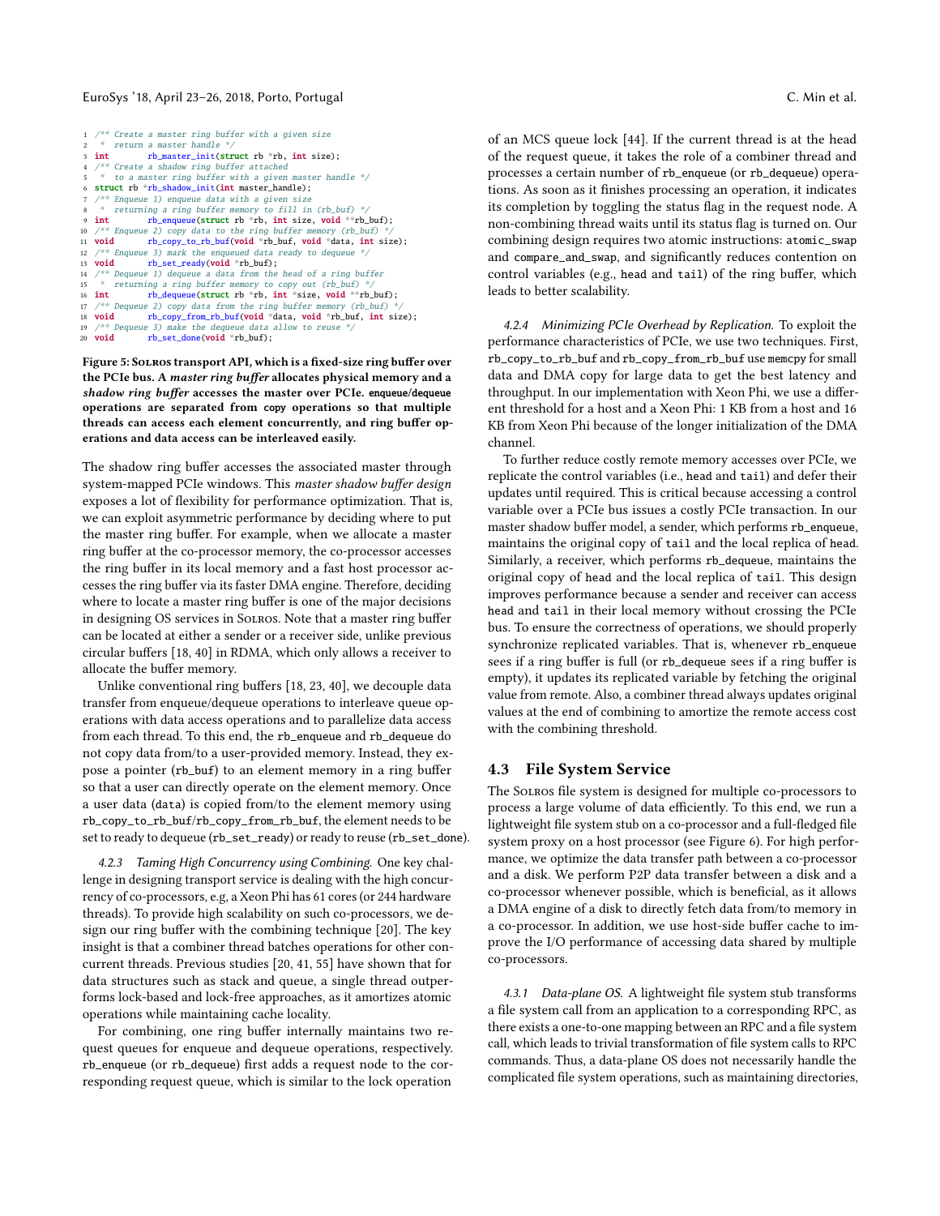```
1  /** Create a master ring buffer with a given size
2   *  return a master handle */
3  int       rb_master_init(struct rb *rb, int size);
4  /** Create a shadow ring buffer attached
5   *  to a master ring buffer with a given master handle */
6  struct rb *rb_shadow_init(int master_handle);
7  /** Enqueue 1) enqueue data with a given size
8   *  returning a ring buffer memory to fill in (rb_buf) */
9  int       rb_enqueue(struct rb *rb, int size, void **rb_buf);
10 /** Enqueue 2) copy data to the ring buffer memory (rb_buf) */
11 void      rb_copy_to_rb_buf(void *rb_buf, void *data, int size);
12 /** Enqueue 3) mark the enqueued data ready to dequeue */
13 void      rb_set_ready(void *rb_buf);
14 /** Dequeue 1) dequeue a data from the head of a ring buffer
15  *  returning a ring buffer memory to copy out (rb_buf) */
16 int       rb_dequeue(struct rb *rb, int *size, void **rb_buf);
17 /** Dequeue 2) copy data from the ring buffer memory (rb_buf) */
18 void      rb_copy_from_rb_buf(void *data, void *rb_buf, int size);
19 /** Dequeue 3) make the dequeue data allow to reuse */
20 void      rb_set_done(void *rb_buf);
```

**Figure 5: Solros transport API, which is a fixed-size ring buffer over the PCIe bus. A *master ring buffer* allocates physical memory and a *shadow ring buffer* accesses the master over PCIe. enqueue/dequeue operations are separated from copy operations so that multiple threads can access each element concurrently, and ring buffer operations and data access can be interleaved easily.**

The shadow ring buffer accesses the associated master through system-mapped PCIe windows. This *master shadow buffer design* exposes a lot of flexibility for performance optimization. That is, we can exploit asymmetric performance by deciding where to put the master ring buffer. For example, when we allocate a master ring buffer at the co-processor memory, the co-processor accesses the ring buffer in its local memory and a fast host processor accesses the ring buffer via its faster DMA engine. Therefore, deciding where to locate a master ring buffer is one of the major decisions in designing OS services in Solros. Note that a master ring buffer can be located at either a sender or a receiver side, unlike previous circular buffers [18, 40] in RDMA, which only allows a receiver to allocate the buffer memory.

Unlike conventional ring buffers [18, 23, 40], we decouple data transfer from enqueue/dequeue operations to interleave queue operations with data access operations and to parallelize data access from each thread. To this end, the `rb_enqueue` and `rb_dequeue` do not copy data from/to a user-provided memory. Instead, they expose a pointer (`rb_buf`) to an element memory in a ring buffer so that a user can directly operate on the element memory. Once a user data (`data`) is copied from/to the element memory using `rb_copy_to_rb_buf`/`rb_copy_from_rb_buf`, the element needs to be set to ready to dequeue (`rb_set_ready`) or ready to reuse (`rb_set_done`).

*4.2.3 Taming High Concurrency using Combining.* One key challenge in designing transport service is dealing with the high concurrency of co-processors, e.g, a Xeon Phi has 61 cores (or 244 hardware threads). To provide high scalability on such co-processors, we design our ring buffer with the combining technique [20]. The key insight is that a combiner thread batches operations for other concurrent threads. Previous studies [20, 41, 55] have shown that for data structures such as stack and queue, a single thread outperforms lock-based and lock-free approaches, as it amortizes atomic operations while maintaining cache locality.

For combining, one ring buffer internally maintains two request queues for enqueue and dequeue operations, respectively. `rb_enqueue` (or `rb_dequeue`) first adds a request node to the corresponding request queue, which is similar to the lock operation of an MCS queue lock [44]. If the current thread is at the head of the request queue, it takes the role of a combiner thread and processes a certain number of `rb_enqueue` (or `rb_dequeue`) operations. As soon as it finishes processing an operation, it indicates its completion by toggling the status flag in the request node. A non-combining thread waits until its status flag is turned on. Our combining design requires two atomic instructions: `atomic_swap` and `compare_and_swap`, and significantly reduces contention on control variables (e.g., `head` and `tail`) of the ring buffer, which leads to better scalability.

*4.2.4 Minimizing PCIe Overhead by Replication.* To exploit the performance characteristics of PCIe, we use two techniques. First, `rb_copy_to_rb_buf` and `rb_copy_from_rb_buf` use `memcpy` for small data and DMA copy for large data to get the best latency and throughput. In our implementation with Xeon Phi, we use a different threshold for a host and a Xeon Phi: 1 KB from a host and 16 KB from Xeon Phi because of the longer initialization of the DMA channel.

To further reduce costly remote memory accesses over PCIe, we replicate the control variables (i.e., `head` and `tail`) and defer their updates until required. This is critical because accessing a control variable over a PCIe bus issues a costly PCIe transaction. In our master shadow buffer model, a sender, which performs `rb_enqueue`, maintains the original copy of `tail` and the local replica of `head`. Similarly, a receiver, which performs `rb_dequeue`, maintains the original copy of `head` and the local replica of `tail`. This design improves performance because a sender and receiver can access `head` and `tail` in their local memory without crossing the PCIe bus. To ensure the correctness of operations, we should properly synchronize replicated variables. That is, whenever `rb_enqueue` sees if a ring buffer is full (or `rb_dequeue` sees if a ring buffer is empty), it updates its replicated variable by fetching the original value from remote. Also, a combiner thread always updates original values at the end of combining to amortize the remote access cost with the combining threshold.

## 4.3 File System Service

The Solros file system is designed for multiple co-processors to process a large volume of data efficiently. To this end, we run a lightweight file system stub on a co-processor and a full-fledged file system proxy on a host processor (see Figure 6). For high performance, we optimize the data transfer path between a co-processor and a disk. We perform P2P data transfer between a disk and a co-processor whenever possible, which is beneficial, as it allows a DMA engine of a disk to directly fetch data from/to memory in a co-processor. In addition, we use host-side buffer cache to improve the I/O performance of accessing data shared by multiple co-processors.

*4.3.1 Data-plane OS.* A lightweight file system stub transforms a file system call from an application to a corresponding RPC, as there exists a one-to-one mapping between an RPC and a file system call, which leads to trivial transformation of file system calls to RPC commands. Thus, a data-plane OS does not necessarily handle the complicated file system operations, such as maintaining directories,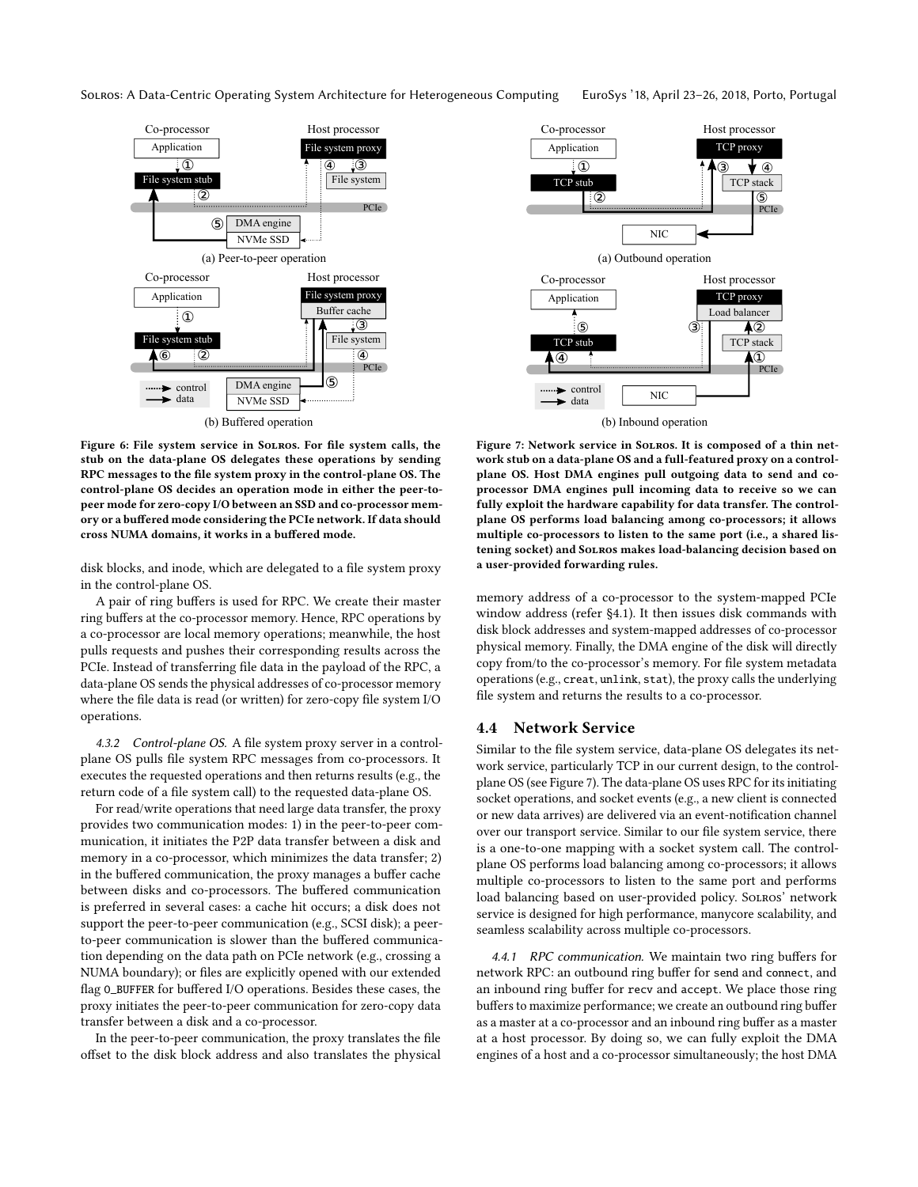Figure 6: File system service in Solros. For file system calls, the stub on the data-plane OS delegates these operations by sending RPC messages to the file system proxy in the control-plane OS. The control-plane OS decides an operation mode in either the peer-to-peer mode for zero-copy I/O between an SSD and co-processor memory or a buffered mode considering the PCIe network. If data should cross NUMA domains, it works in a buffered mode.

disk blocks, and inode, which are delegated to a file system proxy in the control-plane OS.

A pair of ring buffers is used for RPC. We create their master ring buffers at the co-processor memory. Hence, RPC operations by a co-processor are local memory operations; meanwhile, the host pulls requests and pushes their corresponding results across the PCIe. Instead of transferring file data in the payload of the RPC, a data-plane OS sends the physical addresses of co-processor memory where the file data is read (or written) for zero-copy file system I/O operations.

*4.3.2 Control-plane OS.* A file system proxy server in a control-plane OS pulls file system RPC messages from co-processors. It executes the requested operations and then returns results (e.g., the return code of a file system call) to the requested data-plane OS.

For read/write operations that need large data transfer, the proxy provides two communication modes: 1) in the peer-to-peer communication, it initiates the P2P data transfer between a disk and memory in a co-processor, which minimizes the data transfer; 2) in the buffered communication, the proxy manages a buffer cache between disks and co-processors. The buffered communication is preferred in several cases: a cache hit occurs; a disk does not support the peer-to-peer communication (e.g., SCSI disk); a peer-to-peer communication is slower than the buffered communication depending on the data path on PCIe network (e.g., crossing a NUMA boundary); or files are explicitly opened with our extended flag `O_BUFFER` for buffered I/O operations. Besides these cases, the proxy initiates the peer-to-peer communication for zero-copy data transfer between a disk and a co-processor.

In the peer-to-peer communication, the proxy translates the file offset to the disk block address and also translates the physical memory address of a co-processor to the system-mapped PCIe window address (refer §4.1). It then issues disk commands with disk block addresses and system-mapped addresses of co-processor physical memory. Finally, the DMA engine of the disk will directly copy from/to the co-processor's memory. For file system metadata operations (e.g., `creat`, `unlink`, `stat`), the proxy calls the underlying file system and returns the results to a co-processor.

Figure 7: Network service in Solros. It is composed of a thin network stub on a data-plane OS and a full-featured proxy on a control-plane OS. Host DMA engines pull outgoing data to send and co-processor DMA engines pull incoming data to receive so we can fully exploit the hardware capability for data transfer. The control-plane OS performs load balancing among co-processors; it allows multiple co-processors to listen to the same port (i.e., a shared listening socket) and Solros makes load-balancing decision based on a user-provided forwarding rules.

## 4.4 Network Service

Similar to the file system service, data-plane OS delegates its network service, particularly TCP in our current design, to the control-plane OS (see Figure 7). The data-plane OS uses RPC for its initiating socket operations, and socket events (e.g., a new client is connected or new data arrives) are delivered via an event-notification channel over our transport service. Similar to our file system service, there is a one-to-one mapping with a socket system call. The control-plane OS performs load balancing among co-processors; it allows multiple co-processors to listen to the same port and performs load balancing based on user-provided policy. Solros' network service is designed for high performance, manycore scalability, and seamless scalability across multiple co-processors.

*4.4.1 RPC communication.* We maintain two ring buffers for network RPC: an outbound ring buffer for `send` and `connect`, and an inbound ring buffer for `recv` and `accept`. We place those ring buffers to maximize performance; we create an outbound ring buffer as a master at a co-processor and an inbound ring buffer as a master at a host processor. By doing so, we can fully exploit the DMA engines of a host and a co-processor simultaneously; the host DMA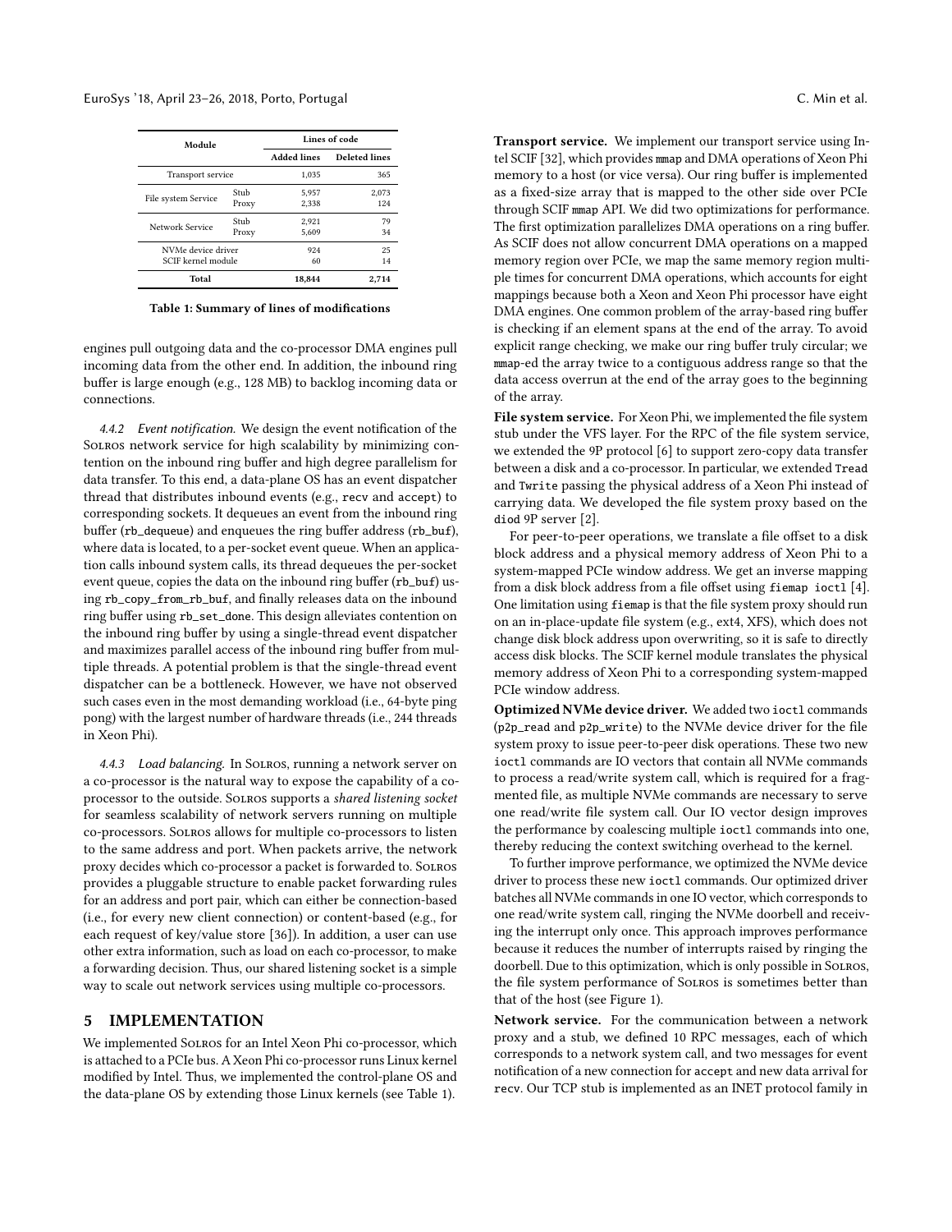| Module | | Lines of code | |
|---|---|---|---|
| | | Added lines | Deleted lines |
| Transport service | | 1,035 | 365 |
| File system Service | Stub | 5,957 | 2,073 |
| | Proxy | 2,338 | 124 |
| Network Service | Stub | 2,921 | 79 |
| | Proxy | 5,609 | 34 |
| NVMe device driver | | 924 | 25 |
| SCIF kernel module | | 60 | 14 |
| **Total** | | **18,844** | **2,714** |

**Table 1: Summary of lines of modifications**

engines pull outgoing data and the co-processor DMA engines pull incoming data from the other end. In addition, the inbound ring buffer is large enough (e.g., 128 MB) to backlog incoming data or connections.

*4.4.2 Event notification.* We design the event notification of the Solros network service for high scalability by minimizing contention on the inbound ring buffer and high degree parallelism for data transfer. To this end, a data-plane OS has an event dispatcher thread that distributes inbound events (e.g., `recv` and `accept`) to corresponding sockets. It dequeues an event from the inbound ring buffer (`rb_dequeue`) and enqueues the ring buffer address (`rb_buf`), where data is located, to a per-socket event queue. When an application calls inbound system calls, its thread dequeues the per-socket event queue, copies the data on the inbound ring buffer (`rb_buf`) using `rb_copy_from_rb_buf`, and finally releases data on the inbound ring buffer using `rb_set_done`. This design alleviates contention on the inbound ring buffer by using a single-thread event dispatcher and maximizes parallel access of the inbound ring buffer from multiple threads. A potential problem is that the single-thread event dispatcher can be a bottleneck. However, we have not observed such cases even in the most demanding workload (i.e., 64-byte ping pong) with the largest number of hardware threads (i.e., 244 threads in Xeon Phi).

*4.4.3 Load balancing.* In Solros, running a network server on a co-processor is the natural way to expose the capability of a co-processor to the outside. Solros supports a *shared listening socket* for seamless scalability of network servers running on multiple co-processors. Solros allows for multiple co-processors to listen to the same address and port. When packets arrive, the network proxy decides which co-processor a packet is forwarded to. Solros provides a pluggable structure to enable packet forwarding rules for an address and port pair, which can either be connection-based (i.e., for every new client connection) or content-based (e.g., for each request of key/value store [36]). In addition, a user can use other extra information, such as load on each co-processor, to make a forwarding decision. Thus, our shared listening socket is a simple way to scale out network services using multiple co-processors.

## 5 IMPLEMENTATION

We implemented Solros for an Intel Xeon Phi co-processor, which is attached to a PCIe bus. A Xeon Phi co-processor runs Linux kernel modified by Intel. Thus, we implemented the control-plane OS and the data-plane OS by extending those Linux kernels (see Table 1).

**Transport service.** We implement our transport service using Intel SCIF [32], which provides `mmap` and DMA operations of Xeon Phi memory to a host (or vice versa). Our ring buffer is implemented as a fixed-size array that is mapped to the other side over PCIe through SCIF `mmap` API. We did two optimizations for performance. The first optimization parallelizes DMA operations on a ring buffer. As SCIF does not allow concurrent DMA operations on a mapped memory region over PCIe, we map the same memory region multiple times for concurrent DMA operations, which accounts for eight mappings because both a Xeon and Xeon Phi processor have eight DMA engines. One common problem of the array-based ring buffer is checking if an element spans at the end of the array. To avoid explicit range checking, we make our ring buffer truly circular; we `mmap`-ed the array twice to a contiguous address range so that the data access overrun at the end of the array goes to the beginning of the array.

**File system service.** For Xeon Phi, we implemented the file system stub under the VFS layer. For the RPC of the file system service, we extended the 9P protocol [6] to support zero-copy data transfer between a disk and a co-processor. In particular, we extended `Tread` and `Twrite` passing the physical address of a Xeon Phi instead of carrying data. We developed the file system proxy based on the `diod` 9P server [2].

For peer-to-peer operations, we translate a file offset to a disk block address and a physical memory address of Xeon Phi to a system-mapped PCIe window address. We get an inverse mapping from a disk block address from a file offset using `fiemap ioctl` [4]. One limitation using `fiemap` is that the file system proxy should run on an in-place-update file system (e.g., ext4, XFS), which does not change disk block address upon overwriting, so it is safe to directly access disk blocks. The SCIF kernel module translates the physical memory address of Xeon Phi to a corresponding system-mapped PCIe window address.

**Optimized NVMe device driver.** We added two `ioctl` commands (`p2p_read` and `p2p_write`) to the NVMe device driver for the file system proxy to issue peer-to-peer disk operations. These two new `ioctl` commands are IO vectors that contain all NVMe commands to process a read/write system call, which is required for a fragmented file, as multiple NVMe commands are necessary to serve one read/write file system call. Our IO vector design improves the performance by coalescing multiple `ioctl` commands into one, thereby reducing the context switching overhead to the kernel.

To further improve performance, we optimized the NVMe device driver to process these new `ioctl` commands. Our optimized driver batches all NVMe commands in one IO vector, which corresponds to one read/write system call, ringing the NVMe doorbell and receiving the interrupt only once. This approach improves performance because it reduces the number of interrupts raised by ringing the doorbell. Due to this optimization, which is only possible in Solros, the file system performance of Solros is sometimes better than that of the host (see Figure 1).

**Network service.** For the communication between a network proxy and a stub, we defined 10 RPC messages, each of which corresponds to a network system call, and two messages for event notification of a new connection for `accept` and new data arrival for `recv`. Our TCP stub is implemented as an INET protocol family in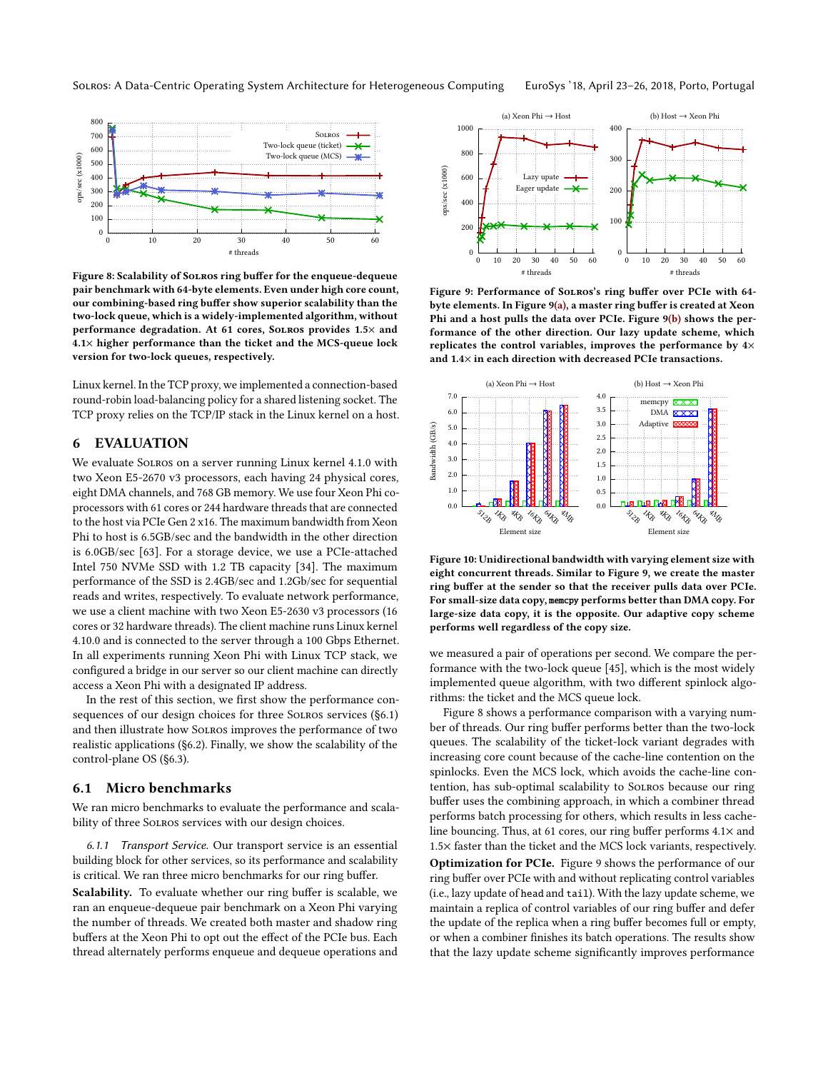**Figure 8: Scalability of Solros ring buffer for the enqueue-dequeue pair benchmark with 64-byte elements. Even under high core count, our combining-based ring buffer show superior scalability than the two-lock queue, which is a widely-implemented algorithm, without performance degradation. At 61 cores, Solros provides 1.5× and 4.1× higher performance than the ticket and the MCS-queue lock version for two-lock queues, respectively.**

Linux kernel. In the TCP proxy, we implemented a connection-based round-robin load-balancing policy for a shared listening socket. The TCP proxy relies on the TCP/IP stack in the Linux kernel on a host.

# 6 EVALUATION

We evaluate Solros on a server running Linux kernel 4.1.0 with two Xeon E5-2670 v3 processors, each having 24 physical cores, eight DMA channels, and 768 GB memory. We use four Xeon Phi coprocessors with 61 cores or 244 hardware threads that are connected to the host via PCIe Gen 2 x16. The maximum bandwidth from Xeon Phi to host is 6.5GB/sec and the bandwidth in the other direction is 6.0GB/sec [63]. For a storage device, we use a PCIe-attached Intel 750 NVMe SSD with 1.2 TB capacity [34]. The maximum performance of the SSD is 2.4GB/sec and 1.2Gb/sec for sequential reads and writes, respectively. To evaluate network performance, we use a client machine with two Xeon E5-2630 v3 processors (16 cores or 32 hardware threads). The client machine runs Linux kernel 4.10.0 and is connected to the server through a 100 Gbps Ethernet. In all experiments running Xeon Phi with Linux TCP stack, we configured a bridge in our server so our client machine can directly access a Xeon Phi with a designated IP address.

In the rest of this section, we first show the performance consequences of our design choices for three Solros services (§6.1) and then illustrate how Solros improves the performance of two realistic applications (§6.2). Finally, we show the scalability of the control-plane OS (§6.3).

## 6.1 Micro benchmarks

We ran micro benchmarks to evaluate the performance and scalability of three Solros services with our design choices.

### 6.1.1 *Transport Service.*

Our transport service is an essential building block for other services, so its performance and scalability is critical. We ran three micro benchmarks for our ring buffer.

**Scalability.** To evaluate whether our ring buffer is scalable, we ran an enqueue-dequeue pair benchmark on a Xeon Phi varying the number of threads. We created both master and shadow ring buffers at the Xeon Phi to opt out the effect of the PCIe bus. Each thread alternately performs enqueue and dequeue operations and we measured a pair of operations per second. We compare the performance with the two-lock queue [45], which is the most widely implemented queue algorithm, with two different spinlock algorithms: the ticket and the MCS queue lock.

**Figure 9: Performance of Solros's ring buffer over PCIe with 64-byte elements. In Figure 9(a), a master ring buffer is created at Xeon Phi and a host pulls the data over PCIe. Figure 9(b) shows the performance of the other direction. Our lazy update scheme, which replicates the control variables, improves the performance by 4× and 1.4× in each direction with decreased PCIe transactions.**

**Figure 10: Unidirectional bandwidth with varying element size with eight concurrent threads. Similar to Figure 9, we create the master ring buffer at the sender so that the receiver pulls data over PCIe. For small-size data copy, `memcpy` performs better than DMA copy. For large-size data copy, it is the opposite. Our adaptive copy scheme performs well regardless of the copy size.**

Figure 8 shows a performance comparison with a varying number of threads. Our ring buffer performs better than the two-lock queues. The scalability of the ticket-lock variant degrades with increasing core count because of the cache-line contention on the spinlocks. Even the MCS lock, which avoids the cache-line contention, has sub-optimal scalability to Solros because our ring buffer uses the combining approach, in which a combiner thread performs batch processing for others, which results in less cache-line bouncing. Thus, at 61 cores, our ring buffer performs 4.1× and 1.5× faster than the ticket and the MCS lock variants, respectively.

**Optimization for PCIe.** Figure 9 shows the performance of our ring buffer over PCIe with and without replicating control variables (i.e., lazy update of `head` and `tail`). With the lazy update scheme, we maintain a replica of control variables of our ring buffer and defer the update of the replica when a ring buffer becomes full or empty, or when a combiner finishes its batch operations. The results show that the lazy update scheme significantly improves performance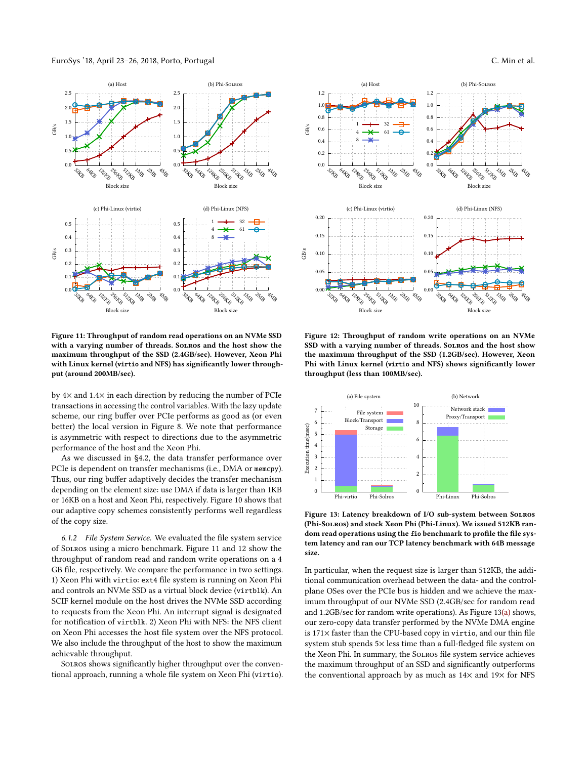Figure 11: Throughput of random read operations on an NVMe SSD with a varying number of threads. Solros and the host show the maximum throughput of the SSD (2.4GB/sec). However, Xeon Phi with Linux kernel (virtio and NFS) has significantly lower throughput (around 200MB/sec).

Figure 12: Throughput of random write operations on an NVMe SSD with a varying number of threads. Solros and the host show the maximum throughput of the SSD (1.2GB/sec). However, Xeon Phi with Linux kernel (virtio and NFS) shows significantly lower throughput (less than 100MB/sec).

by 4× and 1.4× in each direction by reducing the number of PCIe transactions in accessing the control variables. With the lazy update scheme, our ring buffer over PCIe performs as good as (or even better) the local version in Figure 8. We note that performance is asymmetric with respect to directions due to the asymmetric performance of the host and the Xeon Phi.

As we discussed in §4.2, the data transfer performance over PCIe is dependent on transfer mechanisms (i.e., DMA or `memcpy`). Thus, our ring buffer adaptively decides the transfer mechanism depending on the element size: use DMA if data is larger than 1KB or 16KB on a host and Xeon Phi, respectively. Figure 10 shows that our adaptive copy schemes consistently performs well regardless of the copy size.

*6.1.2 File System Service.* We evaluated the file system service of Solros using a micro benchmark. Figure 11 and 12 show the throughput of random read and random write operations on a 4 GB file, respectively. We compare the performance in two settings. 1) Xeon Phi with `virtio`: `ext4` file system is running on Xeon Phi and controls an NVMe SSD as a virtual block device (`virtblk`). An SCIF kernel module on the host drives the NVMe SSD according to requests from the Xeon Phi. An interrupt signal is designated for notification of `virtblk`. 2) Xeon Phi with NFS: the NFS client on Xeon Phi accesses the host file system over the NFS protocol. We also include the throughput of the host to show the maximum achievable throughput.

Solros shows significantly higher throughput over the conventional approach, running a whole file system on Xeon Phi (`virtio`).

Figure 13: Latency breakdown of I/O sub-system between Solros (Phi-Solros) and stock Xeon Phi (Phi-Linux). We issued 512KB random read operations using the `fio` benchmark to profile the file system latency and ran our TCP latency benchmark with 64B message size.

In particular, when the request size is larger than 512KB, the additional communication overhead between the data- and the control-plane OSes over the PCIe bus is hidden and we achieve the maximum throughput of our NVMe SSD (2.4GB/sec for random read and 1.2GB/sec for random write operations). As Figure 13(a) shows, our zero-copy data transfer performed by the NVMe DMA engine is 171× faster than the CPU-based copy in `virtio`, and our thin file system stub spends 5× less time than a full-fledged file system on the Xeon Phi. In summary, the Solros file system service achieves the maximum throughput of an SSD and significantly outperforms the conventional approach by as much as 14× and 19× for NFS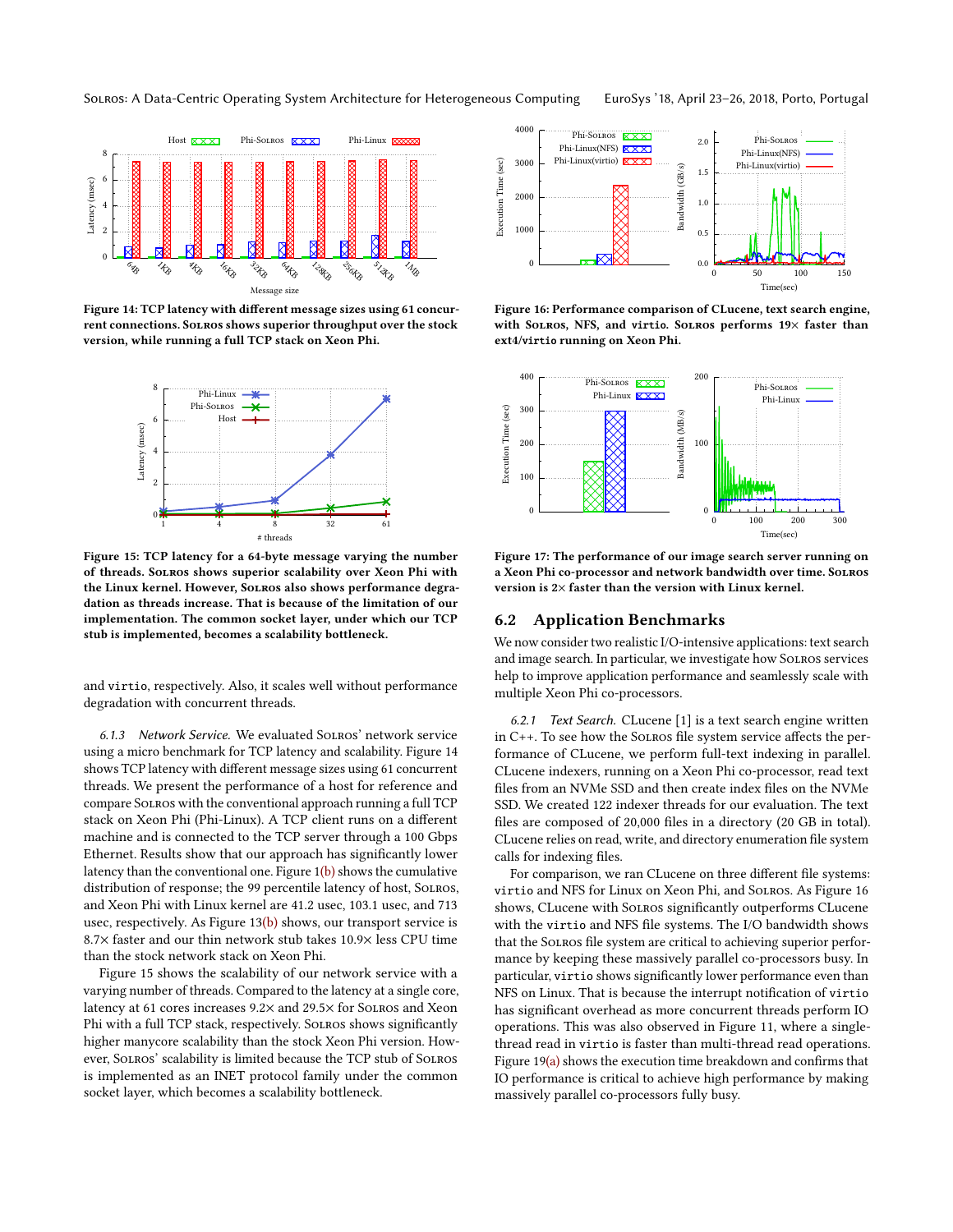Figure 14: TCP latency with different message sizes using 61 concurrent connections. SOLROS shows superior throughput over the stock version, while running a full TCP stack on Xeon Phi.

Figure 15: TCP latency for a 64-byte message varying the number of threads. SOLROS shows superior scalability over Xeon Phi with the Linux kernel. However, SOLROS also shows performance degradation as threads increase. That is because of the limitation of our implementation. The common socket layer, under which our TCP stub is implemented, becomes a scalability bottleneck.

and `virtio`, respectively. Also, it scales well without performance degradation with concurrent threads.

*6.1.3 Network Service.* We evaluated SOLROS' network service using a micro benchmark for TCP latency and scalability. Figure 14 shows TCP latency with different message sizes using 61 concurrent threads. We present the performance of a host for reference and compare SOLROS with the conventional approach running a full TCP stack on Xeon Phi (Phi-Linux). A TCP client runs on a different machine and is connected to the TCP server through a 100 Gbps Ethernet. Results show that our approach has significantly lower latency than the conventional one. Figure 1(b) shows the cumulative distribution of response; the 99 percentile latency of host, SOLROS, and Xeon Phi with Linux kernel are 41.2 usec, 103.1 usec, and 713 usec, respectively. As Figure 13(b) shows, our transport service is 8.7× faster and our thin network stub takes 10.9× less CPU time than the stock network stack on Xeon Phi.

Figure 15 shows the scalability of our network service with a varying number of threads. Compared to the latency at a single core, latency at 61 cores increases 9.2× and 29.5× for SOLROS and Xeon Phi with a full TCP stack, respectively. SOLROS shows significantly higher manycore scalability than the stock Xeon Phi version. However, SOLROS' scalability is limited because the TCP stub of SOLROS is implemented as an INET protocol family under the common socket layer, which becomes a scalability bottleneck.

Figure 16: Performance comparison of CLucene, text search engine, with SOLROS, NFS, and `virtio`. SOLROS performs 19× faster than ext4/`virtio` running on Xeon Phi.

Figure 17: The performance of our image search server running on a Xeon Phi co-processor and network bandwidth over time. SOLROS version is 2× faster than the version with Linux kernel.

## 6.2 Application Benchmarks

We now consider two realistic I/O-intensive applications: text search and image search. In particular, we investigate how SOLROS services help to improve application performance and seamlessly scale with multiple Xeon Phi co-processors.

*6.2.1 Text Search.* CLucene [1] is a text search engine written in C++. To see how the SOLROS file system service affects the performance of CLucene, we perform full-text indexing in parallel. CLucene indexers, running on a Xeon Phi co-processor, read text files from an NVMe SSD and then create index files on the NVMe SSD. We created 122 indexer threads for our evaluation. The text files are composed of 20,000 files in a directory (20 GB in total). CLucene relies on read, write, and directory enumeration file system calls for indexing files.

For comparison, we ran CLucene on three different file systems: `virtio` and NFS for Linux on Xeon Phi, and SOLROS. As Figure 16 shows, CLucene with SOLROS significantly outperforms CLucene with the `virtio` and NFS file systems. The I/O bandwidth shows that the SOLROS file system are critical to achieving superior performance by keeping these massively parallel co-processors busy. In particular, `virtio` shows significantly lower performance even than NFS on Linux. That is because the interrupt notification of `virtio` has significant overhead as more concurrent threads perform IO operations. This was also observed in Figure 11, where a single-thread read in `virtio` is faster than multi-thread read operations. Figure 19(a) shows the execution time breakdown and confirms that IO performance is critical to achieve high performance by making massively parallel co-processors fully busy.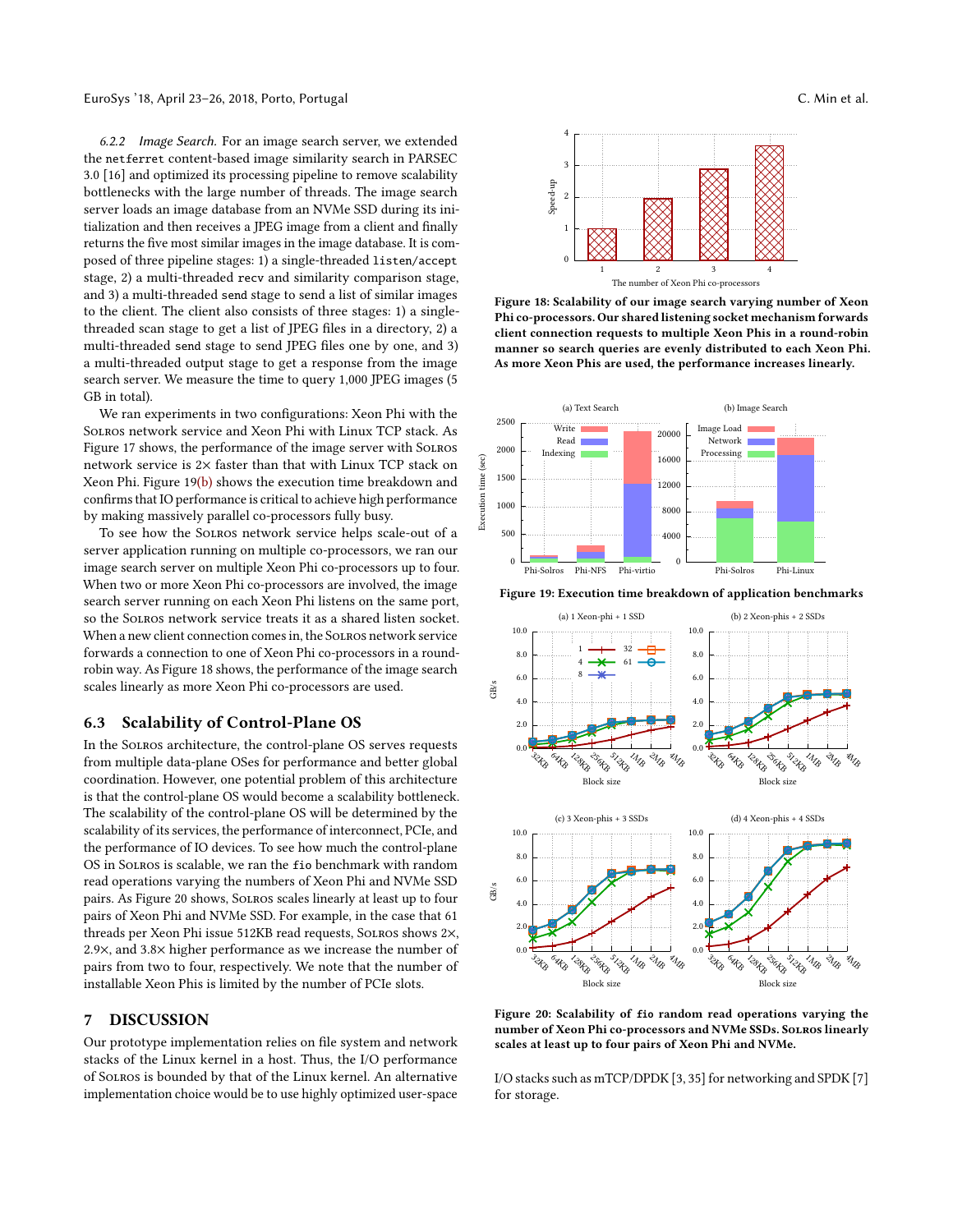*6.2.2 Image Search.* For an image search server, we extended the `netferret` content-based image similarity search in PARSEC 3.0 [16] and optimized its processing pipeline to remove scalability bottlenecks with the large number of threads. The image search server loads an image database from an NVMe SSD during its initialization and then receives a JPEG image from a client and finally returns the five most similar images in the image database. It is composed of three pipeline stages: 1) a single-threaded `listen/accept` stage, 2) a multi-threaded `recv` and similarity comparison stage, and 3) a multi-threaded `send` stage to send a list of similar images to the client. The client also consists of three stages: 1) a single-threaded scan stage to get a list of JPEG files in a directory, 2) a multi-threaded `send` stage to send JPEG files one by one, and 3) a multi-threaded output stage to get a response from the image search server. We measure the time to query 1,000 JPEG images (5 GB in total).

We ran experiments in two configurations: Xeon Phi with the Solros network service and Xeon Phi with Linux TCP stack. As Figure 17 shows, the performance of the image server with Solros network service is 2× faster than that with Linux TCP stack on Xeon Phi. Figure 19(b) shows the execution time breakdown and confirms that IO performance is critical to achieve high performance by making massively parallel co-processors fully busy.

To see how the Solros network service helps scale-out of a server application running on multiple co-processors, we ran our image search server on multiple Xeon Phi co-processors up to four. When two or more Xeon Phi co-processors are involved, the image search server running on each Xeon Phi listens on the same port, so the Solros network service treats it as a shared listen socket. When a new client connection comes in, the Solros network service forwards a connection to one of Xeon Phi co-processors in a round-robin way. As Figure 18 shows, the performance of the image search scales linearly as more Xeon Phi co-processors are used.

**Figure 18: Scalability of our image search varying number of Xeon Phi co-processors. Our shared listening socket mechanism forwards client connection requests to multiple Xeon Phis in a round-robin manner so search queries are evenly distributed to each Xeon Phi. As more Xeon Phis are used, the performance increases linearly.**

**Figure 19: Execution time breakdown of application benchmarks**

## 6.3 Scalability of Control-Plane OS

In the Solros architecture, the control-plane OS serves requests from multiple data-plane OSes for performance and better global coordination. However, one potential problem of this architecture is that the control-plane OS would become a scalability bottleneck. The scalability of the control-plane OS will be determined by the scalability of its services, the performance of interconnect, PCIe, and the performance of IO devices. To see how much the control-plane OS in Solros is scalable, we ran the `fio` benchmark with random read operations varying the numbers of Xeon Phi and NVMe SSD pairs. As Figure 20 shows, Solros scales linearly at least up to four pairs of Xeon Phi and NVMe SSD. For example, in the case that 61 threads per Xeon Phi issue 512KB read requests, Solros shows 2×, 2.9×, and 3.8× higher performance as we increase the number of pairs from two to four, respectively. We note that the number of installable Xeon Phis is limited by the number of PCIe slots.

**Figure 20: Scalability of `fio` random read operations varying the number of Xeon Phi co-processors and NVMe SSDs. Solros linearly scales at least up to four pairs of Xeon Phi and NVMe.**

# 7 DISCUSSION

Our prototype implementation relies on file system and network stacks of the Linux kernel in a host. Thus, the I/O performance of Solros is bounded by that of the Linux kernel. An alternative implementation choice would be to use highly optimized user-space I/O stacks such as mTCP/DPDK [3, 35] for networking and SPDK [7] for storage.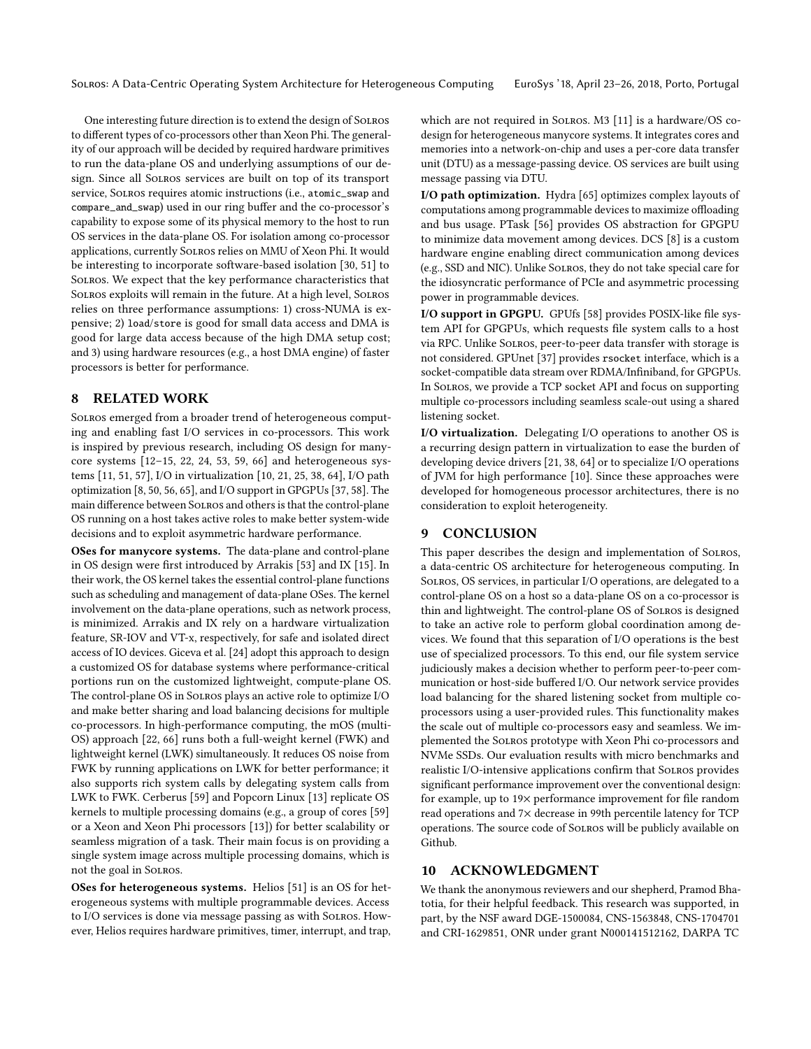One interesting future direction is to extend the design of Solros to different types of co-processors other than Xeon Phi. The generality of our approach will be decided by required hardware primitives to run the data-plane OS and underlying assumptions of our design. Since all Solros services are built on top of its transport service, Solros requires atomic instructions (i.e., `atomic_swap` and `compare_and_swap`) used in our ring buffer and the co-processor's capability to expose some of its physical memory to the host to run OS services in the data-plane OS. For isolation among co-processor applications, currently Solros relies on MMU of Xeon Phi. It would be interesting to incorporate software-based isolation [30, 51] to Solros. We expect that the key performance characteristics that Solros exploits will remain in the future. At a high level, Solros relies on three performance assumptions: 1) cross-NUMA is expensive; 2) `load`/`store` is good for small data access and DMA is good for large data access because of the high DMA setup cost; and 3) using hardware resources (e.g., a host DMA engine) of faster processors is better for performance.

## 8 RELATED WORK

Solros emerged from a broader trend of heterogeneous computing and enabling fast I/O services in co-processors. This work is inspired by previous research, including OS design for manycore systems [12–15, 22, 24, 53, 59, 66] and heterogeneous systems [11, 51, 57], I/O in virtualization [10, 21, 25, 38, 64], I/O path optimization [8, 50, 56, 65], and I/O support in GPGPUs [37, 58]. The main difference between Solros and others is that the control-plane OS running on a host takes active roles to make better system-wide decisions and to exploit asymmetric hardware performance.

**OSes for manycore systems.** The data-plane and control-plane in OS design were first introduced by Arrakis [53] and IX [15]. In their work, the OS kernel takes the essential control-plane functions such as scheduling and management of data-plane OSes. The kernel involvement on the data-plane operations, such as network process, is minimized. Arrakis and IX rely on a hardware virtualization feature, SR-IOV and VT-x, respectively, for safe and isolated direct access of IO devices. Giceva et al. [24] adopt this approach to design a customized OS for database systems where performance-critical portions run on the customized lightweight, compute-plane OS. The control-plane OS in Solros plays an active role to optimize I/O and make better sharing and load balancing decisions for multiple co-processors. In high-performance computing, the mOS (multi-OS) approach [22, 66] runs both a full-weight kernel (FWK) and lightweight kernel (LWK) simultaneously. It reduces OS noise from FWK by running applications on LWK for better performance; it also supports rich system calls by delegating system calls from LWK to FWK. Cerberus [59] and Popcorn Linux [13] replicate OS kernels to multiple processing domains (e.g., a group of cores [59] or a Xeon and Xeon Phi processors [13]) for better scalability or seamless migration of a task. Their main focus is on providing a single system image across multiple processing domains, which is not the goal in Solros.

**OSes for heterogeneous systems.** Helios [51] is an OS for heterogeneous systems with multiple programmable devices. Access to I/O services is done via message passing as with Solros. However, Helios requires hardware primitives, timer, interrupt, and trap, which are not required in Solros. M3 [11] is a hardware/OS co-design for heterogeneous manycore systems. It integrates cores and memories into a network-on-chip and uses a per-core data transfer unit (DTU) as a message-passing device. OS services are built using message passing via DTU.

**I/O path optimization.** Hydra [65] optimizes complex layouts of computations among programmable devices to maximize offloading and bus usage. PTask [56] provides OS abstraction for GPGPU to minimize data movement among devices. DCS [8] is a custom hardware engine enabling direct communication among devices (e.g., SSD and NIC). Unlike Solros, they do not take special care for the idiosyncratic performance of PCIe and asymmetric processing power in programmable devices.

**I/O support in GPGPU.** GPUfs [58] provides POSIX-like file system API for GPGPUs, which requests file system calls to a host via RPC. Unlike Solros, peer-to-peer data transfer with storage is not considered. GPUnet [37] provides `rsocket` interface, which is a socket-compatible data stream over RDMA/Infiniband, for GPGPUs. In Solros, we provide a TCP socket API and focus on supporting multiple co-processors including seamless scale-out using a shared listening socket.

**I/O virtualization.** Delegating I/O operations to another OS is a recurring design pattern in virtualization to ease the burden of developing device drivers [21, 38, 64] or to specialize I/O operations of JVM for high performance [10]. Since these approaches were developed for homogeneous processor architectures, there is no consideration to exploit heterogeneity.

## 9 CONCLUSION

This paper describes the design and implementation of Solros, a data-centric OS architecture for heterogeneous computing. In Solros, OS services, in particular I/O operations, are delegated to a control-plane OS on a host so a data-plane OS on a co-processor is thin and lightweight. The control-plane OS of Solros is designed to take an active role to perform global coordination among devices. We found that this separation of I/O operations is the best use of specialized processors. To this end, our file system service judiciously makes a decision whether to perform peer-to-peer communication or host-side buffered I/O. Our network service provides load balancing for the shared listening socket from multiple co-processors using a user-provided rules. This functionality makes the scale out of multiple co-processors easy and seamless. We implemented the Solros prototype with Xeon Phi co-processors and NVMe SSDs. Our evaluation results with micro benchmarks and realistic I/O-intensive applications confirm that Solros provides significant performance improvement over the conventional design: for example, up to 19× performance improvement for file random read operations and 7× decrease in 99th percentile latency for TCP operations. The source code of Solros will be publicly available on Github.

## 10 ACKNOWLEDGMENT

We thank the anonymous reviewers and our shepherd, Pramod Bhatotia, for their helpful feedback. This research was supported, in part, by the NSF award DGE-1500084, CNS-1563848, CNS-1704701 and CRI-1629851, ONR under grant N000141512162, DARPA TC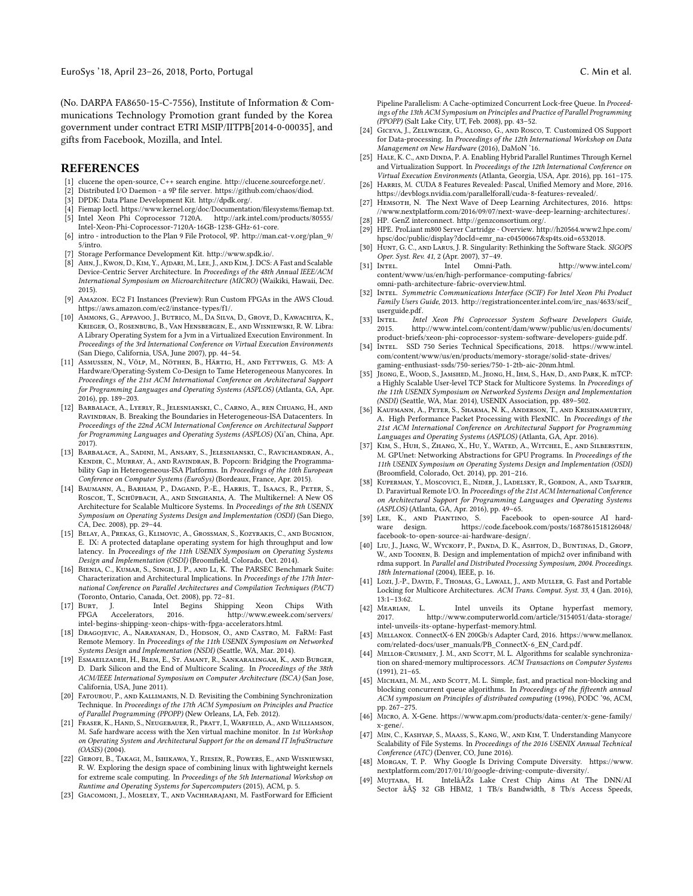(No. DARPA FA8650-15-C-7556), Institute of Information & Communications Technology Promotion grant funded by the Korea government under contract ETRI MSIP/IITPB[2014-0-00035], and gifts from Facebook, Mozilla, and Intel.

## REFERENCES

[1] clucene the open-source, C++ search engine. http://clucene.sourceforge.net/.

[2] Distributed I/O Daemon - a 9P file server. https://github.com/chaos/diod.

[3] DPDK: Data Plane Development Kit. http://dpdk.org/.

[4] Fiemap Ioctl. https://www.kernel.org/doc/Documentation/filesystems/fiemap.txt.

[5] Intel Xeon Phi Coprocessor 7120A. http://ark.intel.com/products/80555/Intel-Xeon-Phi-Coprocessor-7120A-16GB-1238-GHz-61-core.

[6] intro - introduction to the Plan 9 File Protocol, 9P. http://man.cat-v.org/plan_9/5/intro.

[7] Storage Performance Development Kit. http://www.spdk.io/.

[8] Ahn, J., Kwon, D., Kim, Y., Ajdari, M., Lee, J., and Kim, J. DCS: A Fast and Scalable Device-Centric Server Architecture. In *Proceedings of the 48th Annual IEEE/ACM International Symposium on Microarchitecture (MICRO)* (Waikiki, Hawaii, Dec. 2015).

[9] Amazon. EC2 F1 Instances (Preview): Run Custom FPGAs in the AWS Cloud. https://aws.amazon.com/ec2/instance-types/f1/.

[10] Ammons, G., Appavoo, J., Butrico, M., Da Silva, D., Grove, D., Kawachiya, K., Krieger, O., Rosenburg, B., Van Hensbergen, E., and Wisniewski, R. W. Libra: A Library Operating System for a Jvm in a Virtualized Execution Environment. In *Proceedings of the 3rd International Conference on Virtual Execution Environments* (San Diego, California, USA, June 2007), pp. 44–54.

[11] Asmussen, N., Völp, M., Nöthen, B., Härtig, H., and Fettweis, G. M3: A Hardware/Operating-System Co-Design to Tame Heterogeneous Manycores. In *Proceedings of the 21st ACM International Conference on Architectural Support for Programming Languages and Operating Systems (ASPLOS)* (Atlanta, GA, Apr. 2016), pp. 189–203.

[12] Barbalace, A., Lyerly, R., Jelesnianski, C., Carno, A., ren Chuang, H., and Ravindran, B. Breaking the Boundaries in Heterogeneous-ISA Datacenters. In *Proceedings of the 22nd ACM International Conference on Architectural Support for Programming Languages and Operating Systems (ASPLOS)* (Xi'an, China, Apr. 2017).

[13] Barbalace, A., Sadini, M., Ansary, S., Jelesnianski, C., Ravichandran, A., Kendir, C., Murray, A., and Ravindran, B. Popcorn: Bridging the Programmability Gap in Heterogeneous-ISA Platforms. In *Proceedings of the 10th European Conference on Computer Systems (EuroSys)* (Bordeaux, France, Apr. 2015).

[14] Baumann, A., Barham, P., Dagand, P.-E., Harris, T., Isaacs, R., Peter, S., Roscoe, T., Schüpbach, A., and Singhania, A. The Multikernel: A New OS Architecture for Scalable Multicore Systems. In *Proceedings of the 8th USENIX Symposium on Operating Systems Design and Implementation (OSDI)* (San Diego, CA, Dec. 2008), pp. 29–44.

[15] Belay, A., Prekas, G., Klimovic, A., Grossman, S., Kozyrakis, C., and Bugnion, E. IX: A protected dataplane operating system for high throughput and low latency. In *Proceedings of the 11th USENIX Symposium on Operating Systems Design and Implementation (OSDI)* (Broomfield, Colorado, Oct. 2014).

[16] Bienia, C., Kumar, S., Singh, J. P., and Li, K. The PARSEC Benchmark Suite: Characterization and Architectural Implications. In *Proceedings of the 17th International Conference on Parallel Architectures and Compilation Techniques (PACT)* (Toronto, Ontario, Canada, Oct. 2008), pp. 72–81.

[17] Burt, J. Intel Begins Shipping Xeon Chips With FPGA Accelerators, 2016. http://www.eweek.com/servers/intel-begins-shipping-xeon-chips-with-fpga-accelerators.html.

[18] Dragojevic, A., Narayanan, D., Hodson, O., and Castro, M. FaRM: Fast Remote Memory. In *Proceedings of the 11th USENIX Symposium on Networked Systems Design and Implementation (NSDI)* (Seattle, WA, Mar. 2014).

[19] Esmaeilzadeh, H., Blem, E., St. Amant, R., Sankaralingam, K., and Burger, D. Dark Silicon and the End of Multicore Scaling. In *Proceedings of the 38th ACM/IEEE International Symposium on Computer Architecture (ISCA)* (San Jose, California, USA, June 2011).

[20] Fatourou, P., and Kallimanis, N. D. Revisiting the Combining Synchronization Technique. In *Proceedings of the 17th ACM Symposium on Principles and Practice of Parallel Programming (PPOPP)* (New Orleans, LA, Feb. 2012).

[21] Fraser, K., Hand, S., Neugebauer, R., Pratt, I., Warfield, A., and Williamson, M. Safe hardware access with the Xen virtual machine monitor. In *1st Workshop on Operating System and Architectural Support for the on demand IT InfraStructure (OASIS)* (2004).

[22] Gerofi, B., Takagi, M., Ishikawa, Y., Riesen, R., Powers, E., and Wisniewski, R. W. Exploring the design space of combining linux with lightweight kernels for extreme scale computing. In *Proceedings of the 5th International Workshop on Runtime and Operating Systems for Supercomputers* (2015), ACM, p. 5.

[23] Giacomoni, J., Moseley, T., and Vachharajani, M. FastForward for Efficient Pipeline Parallelism: A Cache-optimized Concurrent Lock-free Queue. In *Proceedings of the 13th ACM Symposium on Principles and Practice of Parallel Programming (PPOPP)* (Salt Lake City, UT, Feb. 2008), pp. 43–52.

[24] Giceva, J., Zellweger, G., Alonso, G., and Rosco, T. Customized OS Support for Data-processing. In *Proceedings of the 12th International Workshop on Data Management on New Hardware* (2016), DaMoN '16.

[25] Hale, K. C., and Dinda, P. A. Enabling Hybrid Parallel Runtimes Through Kernel and Virtualization Support. In *Proceedings of the 12th International Conference on Virtual Execution Environments* (Atlanta, Georgia, USA, Apr. 2016), pp. 161–175.

[26] Harris, M. CUDA 8 Features Revealed: Pascal, Unified Memory and More, 2016. https://devblogs.nvidia.com/parallelforall/cuda-8-features-revealed/.

[27] Hemsoth, N. The Next Wave of Deep Learning Architectures, 2016. https://www.nextplatform.com/2016/09/07/next-wave-deep-learning-architectures/.

[28] HP. GenZ interconnect. http://genzconsortium.org/.

[29] HPE. ProLiant m800 Server Cartridge - Overview. http://h20564.www2.hpe.com/hpsc/doc/public/display?docId=emr_na-c04500667&sp4ts.oid=6532018.

[30] Hunt, G. C., and Larus, J. R. Singularity: Rethinking the Software Stack. *SIGOPS Oper. Syst. Rev. 41*, 2 (Apr. 2007), 37–49.

[31] Intel. Intel Omni-Path. http://www.intel.com/content/www/us/en/high-performance-computing-fabrics/omni-path-architecture-fabric-overview.html.

[32] Intel. *Symmetric Communications Interface (SCIF) For Intel Xeon Phi Product Family Users Guide*, 2013. http://registrationcenter.intel.com/irc_nas/4633/scif_userguide.pdf.

[33] Intel. *Intel Xeon Phi Coprocessor System Software Developers Guide*, 2015. http://www.intel.com/content/dam/www/public/us/en/documents/product-briefs/xeon-phi-coprocessor-system-software-developers-guide.pdf.

[34] Intel. SSD 750 Series Technical Specifications, 2018. https://www.intel.com/content/www/us/en/products/memory-storage/solid-state-drives/gaming-enthusiast-ssds/750-series/750-1-2tb-aic-20nm.html.

[35] Jeong, E., Wood, S., Jamshed, M., Jeong, H., Ihm, S., Han, D., and Park, K. mTCP: a Highly Scalable User-level TCP Stack for Multicore Systems. In *Proceedings of the 11th USENIX Symposium on Networked Systems Design and Implementation (NSDI)* (Seattle, WA, Mar. 2014), USENIX Association, pp. 489–502.

[36] Kaufmann, A., Peter, S., Sharma, N. K., Anderson, T., and Krishnamurthy, A. High Performance Packet Processing with FlexNIC. In *Proceedings of the 21st ACM International Conference on Architectural Support for Programming Languages and Operating Systems (ASPLOS)* (Atlanta, GA, Apr. 2016).

[37] Kim, S., Huh, S., Zhang, X., Hu, Y., Wated, A., Witchel, E., and Silberstein, M. GPUnet: Networking Abstractions for GPU Programs. In *Proceedings of the 11th USENIX Symposium on Operating Systems Design and Implementation (OSDI)* (Broomfield, Colorado, Oct. 2014), pp. 201–216.

[38] Kuperman, Y., Moscovici, E., Nider, J., Ladelsky, R., Gordon, A., and Tsafrir, D. Paravirtual Remote I/O. In *Proceedings of the 21st ACM International Conference on Architectural Support for Programming Languages and Operating Systems (ASPLOS)* (Atlanta, GA, Apr. 2016), pp. 49–65.

[39] Lee, K., and Piantino, S. Facebook to open-source AI hardware design. https://code.facebook.com/posts/1687861518126048/facebook-to-open-source-ai-hardware-design/.

[40] Liu, J., Jiang, W., Wyckoff, P., Panda, D. K., Ashton, D., Buntinas, D., Gropp, W., and Toonen, B. Design and implementation of mpich2 over infiniband with rdma support. In *Parallel and Distributed Processing Symposium, 2004. Proceedings. 18th International* (2004), IEEE, p. 16.

[41] Lozi, J.-P., David, F., Thomas, G., Lawall, J., and Muller, G. Fast and Portable Locking for Multicore Architectures. *ACM Trans. Comput. Syst. 33*, 4 (Jan. 2016), 13:1–13:62.

[42] Mearian, L. Intel unveils its Optane hyperfast memory, 2017. http://www.computerworld.com/article/3154051/data-storage/intel-unveils-its-optane-hyperfast-memory.html.

[43] Mellanox. ConnectX-6 EN 200Gb/s Adapter Card, 2016. https://www.mellanox.com/related-docs/user_manuals/PB_ConnectX-6_EN_Card.pdf.

[44] Mellor-Crummey, J. M., and Scott, M. L. Algorithms for scalable synchronization on shared-memory multiprocessors. *ACM Transactions on Computer Systems* (1991), 21–65.

[45] Michael, M. M., and Scott, M. L. Simple, fast, and practical non-blocking and blocking concurrent queue algorithms. In *Proceedings of the fifteenth annual ACM symposium on Principles of distributed computing* (1996), PODC '96, ACM, pp. 267–275.

[46] Micro, A. X-Gene. https://www.apm.com/products/data-center/x-gene-family/x-gene/.

[47] Min, C., Kashyap, S., Maass, S., Kang, W., and Kim, T. Understanding Manycore Scalability of File Systems. In *Proceedings of the 2016 USENIX Annual Technical Conference (ATC)* (Denver, CO, June 2016).

[48] Morgan, T. P. Why Google Is Driving Compute Diversity. https://www.nextplatform.com/2017/01/10/google-driving-compute-diversity/.

[49] Mujtaba, H. IntelâĂŹs Lake Crest Chip Aims At The DNN/AI Sector âĂŞ 32 GB HBM2, 1 TB/s Bandwidth, 8 Tb/s Access Speeds,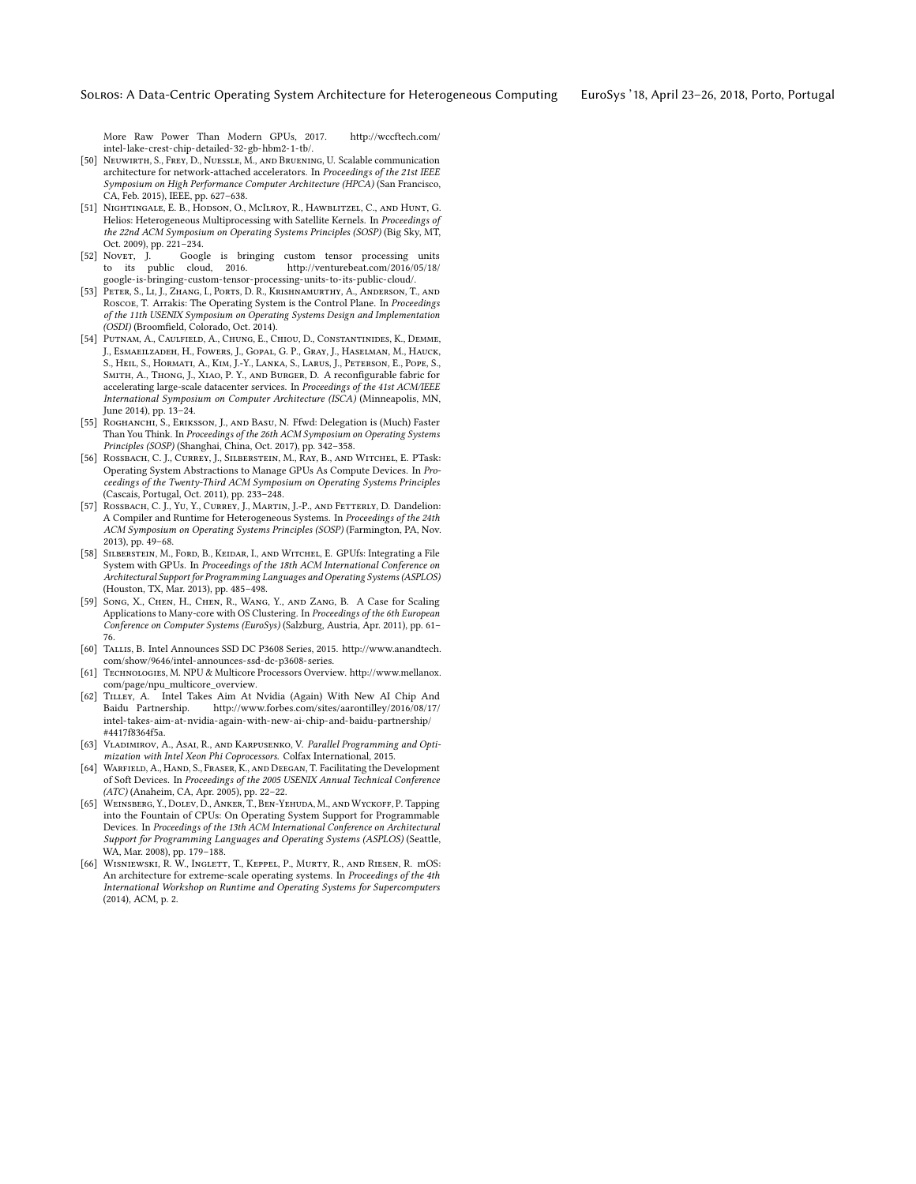More Raw Power Than Modern GPUs, 2017. http://wccftech.com/intel-lake-crest-chip-detailed-32-gb-hbm2-1-tb/.

[50] Neuwirth, S., Frey, D., Nuessle, M., and Bruening, U. Scalable communication architecture for network-attached accelerators. In *Proceedings of the 21st IEEE Symposium on High Performance Computer Architecture (HPCA)* (San Francisco, CA, Feb. 2015), IEEE, pp. 627–638.

[51] Nightingale, E. B., Hodson, O., McIlroy, R., Hawblitzel, C., and Hunt, G. Helios: Heterogeneous Multiprocessing with Satellite Kernels. In *Proceedings of the 22nd ACM Symposium on Operating Systems Principles (SOSP)* (Big Sky, MT, Oct. 2009), pp. 221–234.

[52] Novet, J. Google is bringing custom tensor processing units to its public cloud, 2016. http://venturebeat.com/2016/05/18/google-is-bringing-custom-tensor-processing-units-to-its-public-cloud/.

[53] Peter, S., Li, J., Zhang, I., Ports, D. R., Krishnamurthy, A., Anderson, T., and Roscoe, T. Arrakis: The Operating System is the Control Plane. In *Proceedings of the 11th USENIX Symposium on Operating Systems Design and Implementation (OSDI)* (Broomfield, Colorado, Oct. 2014).

[54] Putnam, A., Caulfield, A., Chung, E., Chiou, D., Constantinides, K., Demme, J., Esmaeilzadeh, H., Fowers, J., Gopal, G. P., Gray, J., Haselman, M., Hauck, S., Heil, S., Hormati, A., Kim, J.-Y., Lanka, S., Larus, J., Peterson, E., Pope, S., Smith, A., Thong, J., Xiao, P. Y., and Burger, D. A reconfigurable fabric for accelerating large-scale datacenter services. In *Proceedings of the 41st ACM/IEEE International Symposium on Computer Architecture (ISCA)* (Minneapolis, MN, June 2014), pp. 13–24.

[55] Roghanchi, S., Eriksson, J., and Basu, N. Ffwd: Delegation is (Much) Faster Than You Think. In *Proceedings of the 26th ACM Symposium on Operating Systems Principles (SOSP)* (Shanghai, China, Oct. 2017), pp. 342–358.

[56] Rossbach, C. J., Currey, J., Silberstein, M., Ray, B., and Witchel, E. PTask: Operating System Abstractions to Manage GPUs As Compute Devices. In *Proceedings of the Twenty-Third ACM Symposium on Operating Systems Principles* (Cascais, Portugal, Oct. 2011), pp. 233–248.

[57] Rossbach, C. J., Yu, Y., Currey, J., Martin, J.-P., and Fetterly, D. Dandelion: A Compiler and Runtime for Heterogeneous Systems. In *Proceedings of the 24th ACM Symposium on Operating Systems Principles (SOSP)* (Farmington, PA, Nov. 2013), pp. 49–68.

[58] Silberstein, M., Ford, B., Keidar, I., and Witchel, E. GPUfs: Integrating a File System with GPUs. In *Proceedings of the 18th ACM International Conference on Architectural Support for Programming Languages and Operating Systems (ASPLOS)* (Houston, TX, Mar. 2013), pp. 485–498.

[59] Song, X., Chen, H., Chen, R., Wang, Y., and Zang, B. A Case for Scaling Applications to Many-core with OS Clustering. In *Proceedings of the 6th European Conference on Computer Systems (EuroSys)* (Salzburg, Austria, Apr. 2011), pp. 61–76.

[60] Tallis, B. Intel Announces SSD DC P3608 Series, 2015. http://www.anandtech.com/show/9646/intel-announces-ssd-dc-p3608-series.

[61] Technologies, M. NPU & Multicore Processors Overview. http://www.mellanox.com/page/npu_multicore_overview.

[62] Tilley, A. Intel Takes Aim At Nvidia (Again) With New AI Chip And Baidu Partnership. http://www.forbes.com/sites/aarontilley/2016/08/17/intel-takes-aim-at-nvidia-again-with-new-ai-chip-and-baidu-partnership/#4417f8364f5a.

[63] Vladimirov, A., Asai, R., and Karpusenko, V. *Parallel Programming and Optimization with Intel Xeon Phi Coprocessors*. Colfax International, 2015.

[64] Warfield, A., Hand, S., Fraser, K., and Deegan, T. Facilitating the Development of Soft Devices. In *Proceedings of the 2005 USENIX Annual Technical Conference (ATC)* (Anaheim, CA, Apr. 2005), pp. 22–22.

[65] Weinsberg, Y., Dolev, D., Anker, T., Ben-Yehuda, M., and Wyckoff, P. Tapping into the Fountain of CPUs: On Operating System Support for Programmable Devices. In *Proceedings of the 13th ACM International Conference on Architectural Support for Programming Languages and Operating Systems (ASPLOS)* (Seattle, WA, Mar. 2008), pp. 179–188.

[66] Wisniewski, R. W., Inglett, T., Keppel, P., Murty, R., and Riesen, R. mOS: An architecture for extreme-scale operating systems. In *Proceedings of the 4th International Workshop on Runtime and Operating Systems for Supercomputers* (2014), ACM, p. 2.